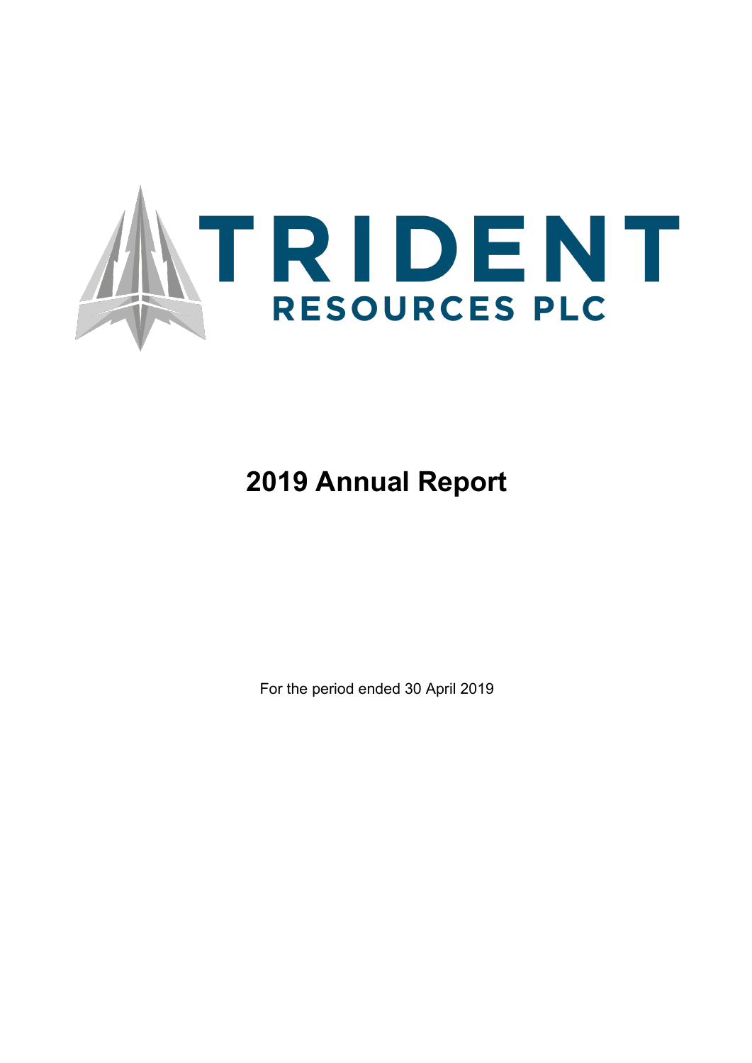# TRIDENT RESOURCES PLC

# 2019 Annual Report

For the period ended 30 April 2019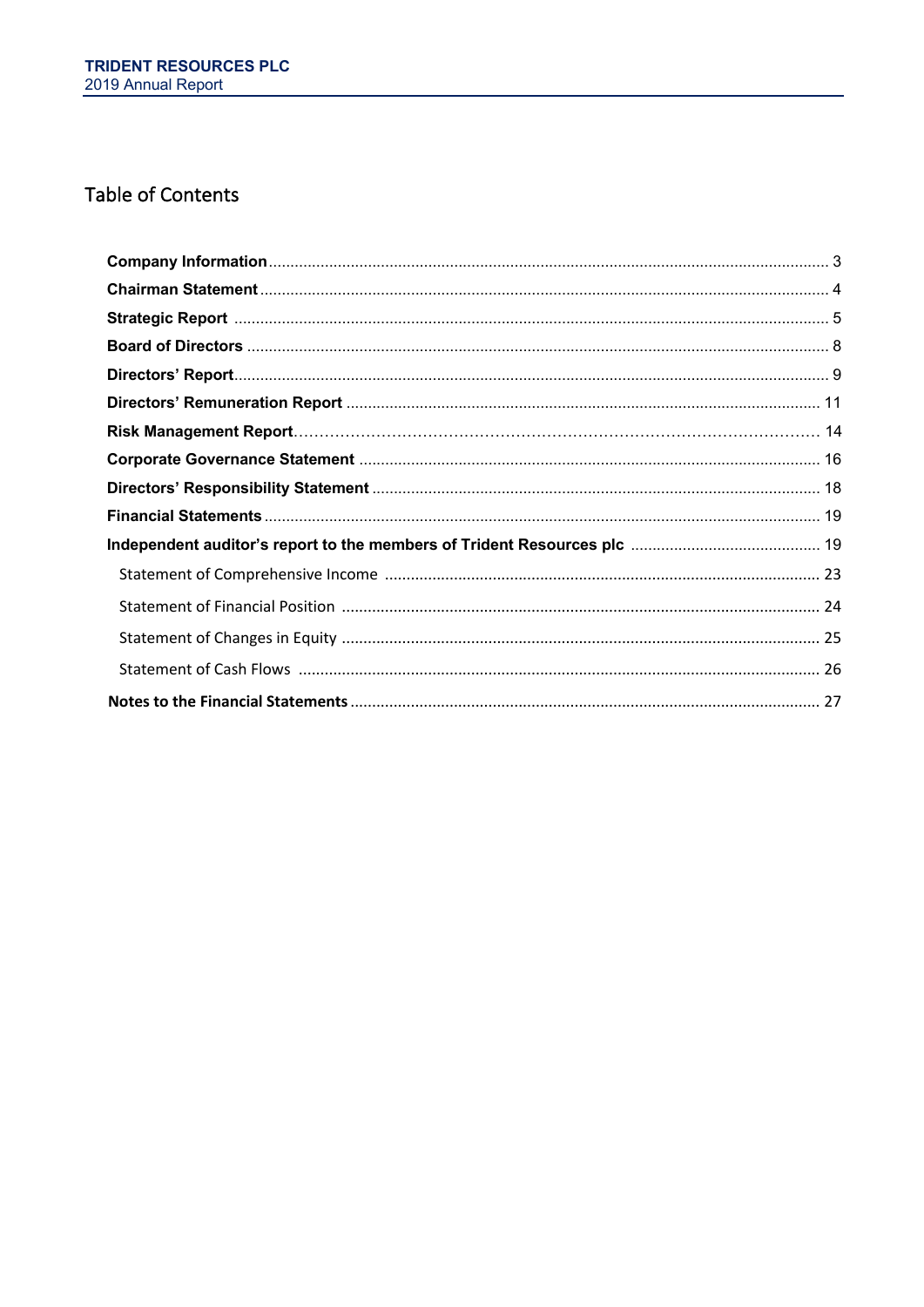# Table of Contents

| | |
|---|---|
| **Company Information** | 3 |
| **Chairman Statement** | 4 |
| **Strategic Report** | 5 |
| **Board of Directors** | 8 |
| **Directors' Report** | 9 |
| **Directors' Remuneration Report** | 11 |
| **Risk Management Report** | 14 |
| **Corporate Governance Statement** | 16 |
| **Directors' Responsibility Statement** | 18 |
| **Financial Statements** | 19 |
| **Independent auditor's report to the members of Trident Resources plc** | 19 |
| Statement of Comprehensive Income | 23 |
| Statement of Financial Position | 24 |
| Statement of Changes in Equity | 25 |
| Statement of Cash Flows | 26 |
| **Notes to the Financial Statements** | 27 |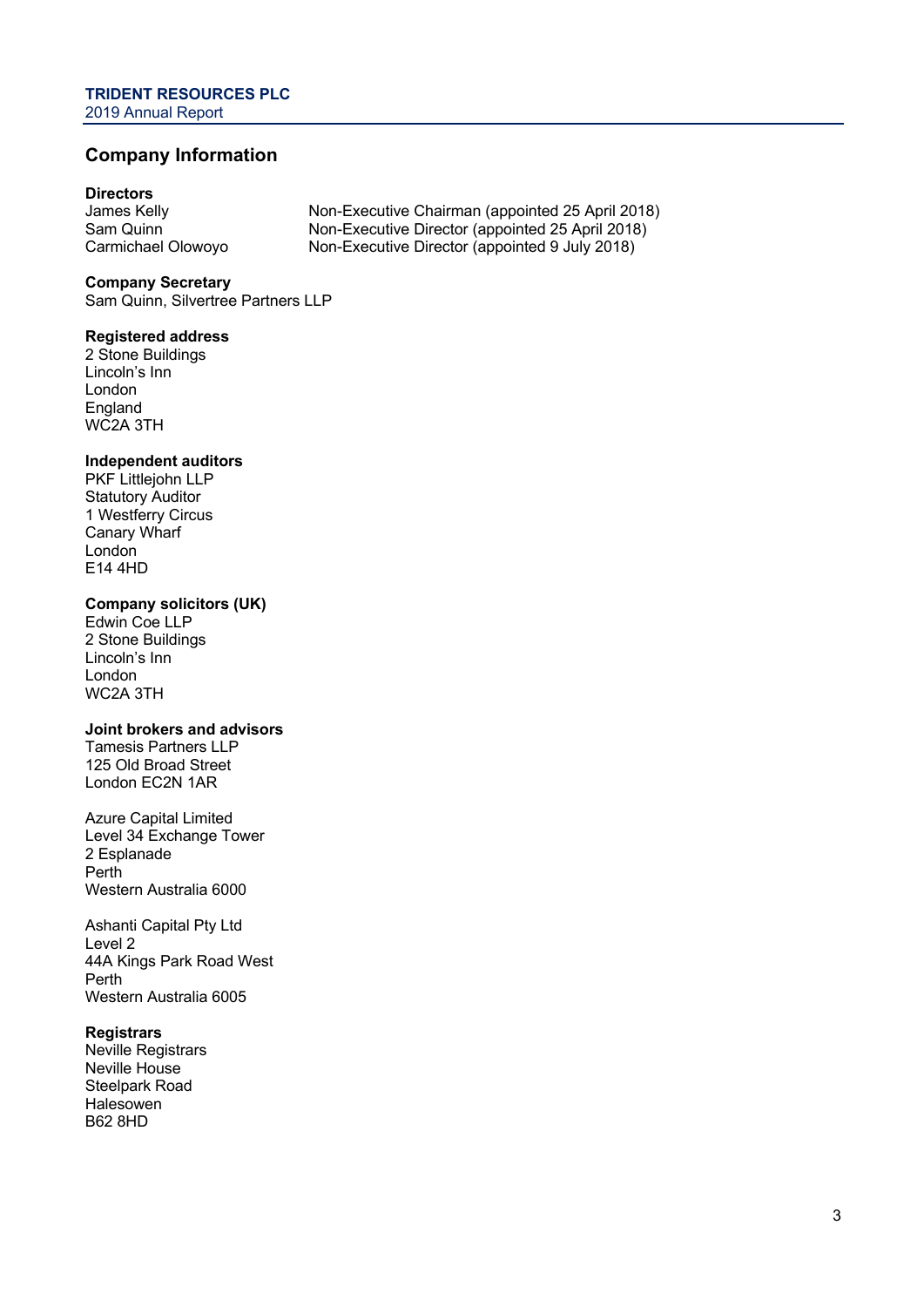## Company Information

**Directors**

| | |
|---|---|
| James Kelly | Non-Executive Chairman (appointed 25 April 2018) |
| Sam Quinn | Non-Executive Director (appointed 25 April 2018) |
| Carmichael Olowoyo | Non-Executive Director (appointed 9 July 2018) |

**Company Secretary**
Sam Quinn, Silvertree Partners LLP

**Registered address**
2 Stone Buildings
Lincoln's Inn
London
England
WC2A 3TH

**Independent auditors**
PKF Littlejohn LLP
Statutory Auditor
1 Westferry Circus
Canary Wharf
London
E14 4HD

**Company solicitors (UK)**
Edwin Coe LLP
2 Stone Buildings
Lincoln's Inn
London
WC2A 3TH

**Joint brokers and advisors**
Tamesis Partners LLP
125 Old Broad Street
London EC2N 1AR

Azure Capital Limited
Level 34 Exchange Tower
2 Esplanade
Perth
Western Australia 6000

Ashanti Capital Pty Ltd
Level 2
44A Kings Park Road West
Perth
Western Australia 6005

**Registrars**
Neville Registrars
Neville House
Steelpark Road
Halesowen
B62 8HD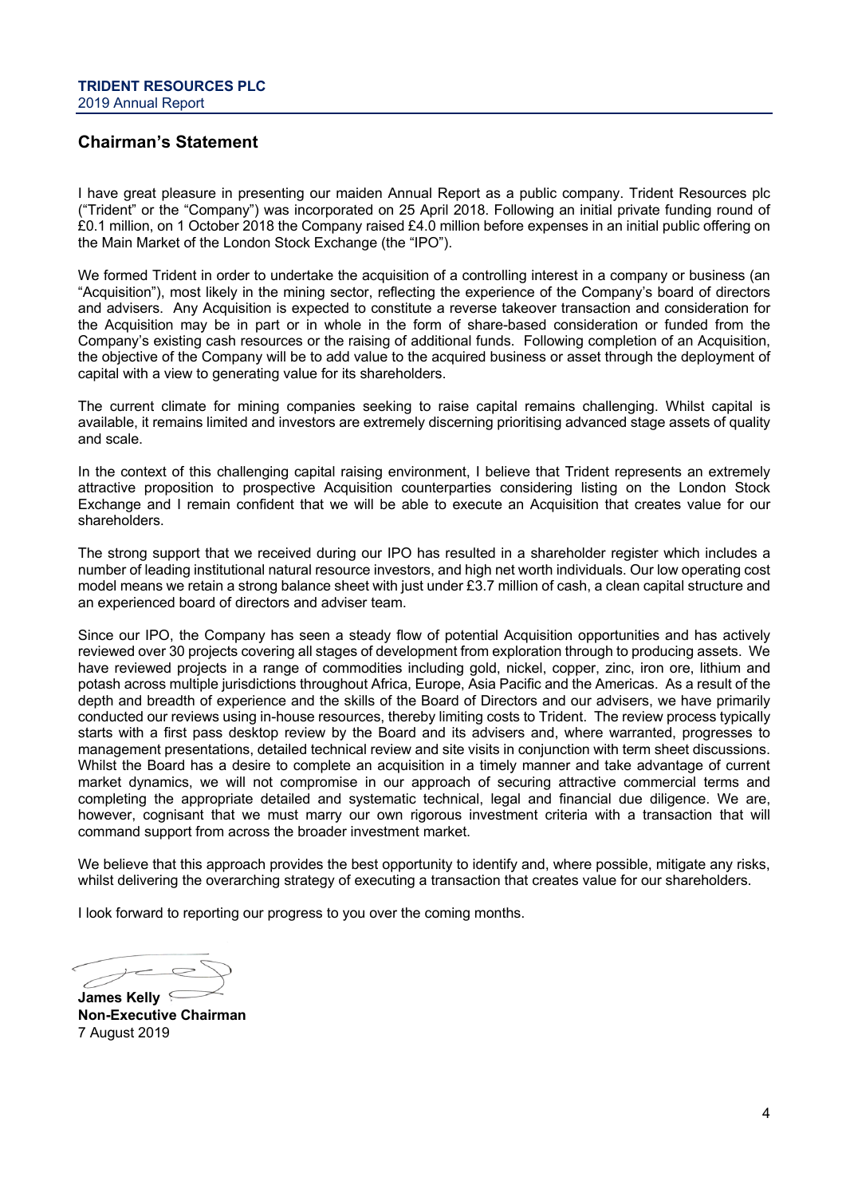## Chairman's Statement

I have great pleasure in presenting our maiden Annual Report as a public company. Trident Resources plc ("Trident" or the "Company") was incorporated on 25 April 2018. Following an initial private funding round of £0.1 million, on 1 October 2018 the Company raised £4.0 million before expenses in an initial public offering on the Main Market of the London Stock Exchange (the "IPO").

We formed Trident in order to undertake the acquisition of a controlling interest in a company or business (an "Acquisition"), most likely in the mining sector, reflecting the experience of the Company's board of directors and advisers. Any Acquisition is expected to constitute a reverse takeover transaction and consideration for the Acquisition may be in part or in whole in the form of share-based consideration or funded from the Company's existing cash resources or the raising of additional funds. Following completion of an Acquisition, the objective of the Company will be to add value to the acquired business or asset through the deployment of capital with a view to generating value for its shareholders.

The current climate for mining companies seeking to raise capital remains challenging. Whilst capital is available, it remains limited and investors are extremely discerning prioritising advanced stage assets of quality and scale.

In the context of this challenging capital raising environment, I believe that Trident represents an extremely attractive proposition to prospective Acquisition counterparties considering listing on the London Stock Exchange and I remain confident that we will be able to execute an Acquisition that creates value for our shareholders.

The strong support that we received during our IPO has resulted in a shareholder register which includes a number of leading institutional natural resource investors, and high net worth individuals. Our low operating cost model means we retain a strong balance sheet with just under £3.7 million of cash, a clean capital structure and an experienced board of directors and adviser team.

Since our IPO, the Company has seen a steady flow of potential Acquisition opportunities and has actively reviewed over 30 projects covering all stages of development from exploration through to producing assets. We have reviewed projects in a range of commodities including gold, nickel, copper, zinc, iron ore, lithium and potash across multiple jurisdictions throughout Africa, Europe, Asia Pacific and the Americas. As a result of the depth and breadth of experience and the skills of the Board of Directors and our advisers, we have primarily conducted our reviews using in-house resources, thereby limiting costs to Trident. The review process typically starts with a first pass desktop review by the Board and its advisers and, where warranted, progresses to management presentations, detailed technical review and site visits in conjunction with term sheet discussions. Whilst the Board has a desire to complete an acquisition in a timely manner and take advantage of current market dynamics, we will not compromise in our approach of securing attractive commercial terms and completing the appropriate detailed and systematic technical, legal and financial due diligence. We are, however, cognisant that we must marry our own rigorous investment criteria with a transaction that will command support from across the broader investment market.

We believe that this approach provides the best opportunity to identify and, where possible, mitigate any risks, whilst delivering the overarching strategy of executing a transaction that creates value for our shareholders.

I look forward to reporting our progress to you over the coming months.

**James Kelly**
**Non-Executive Chairman**
7 August 2019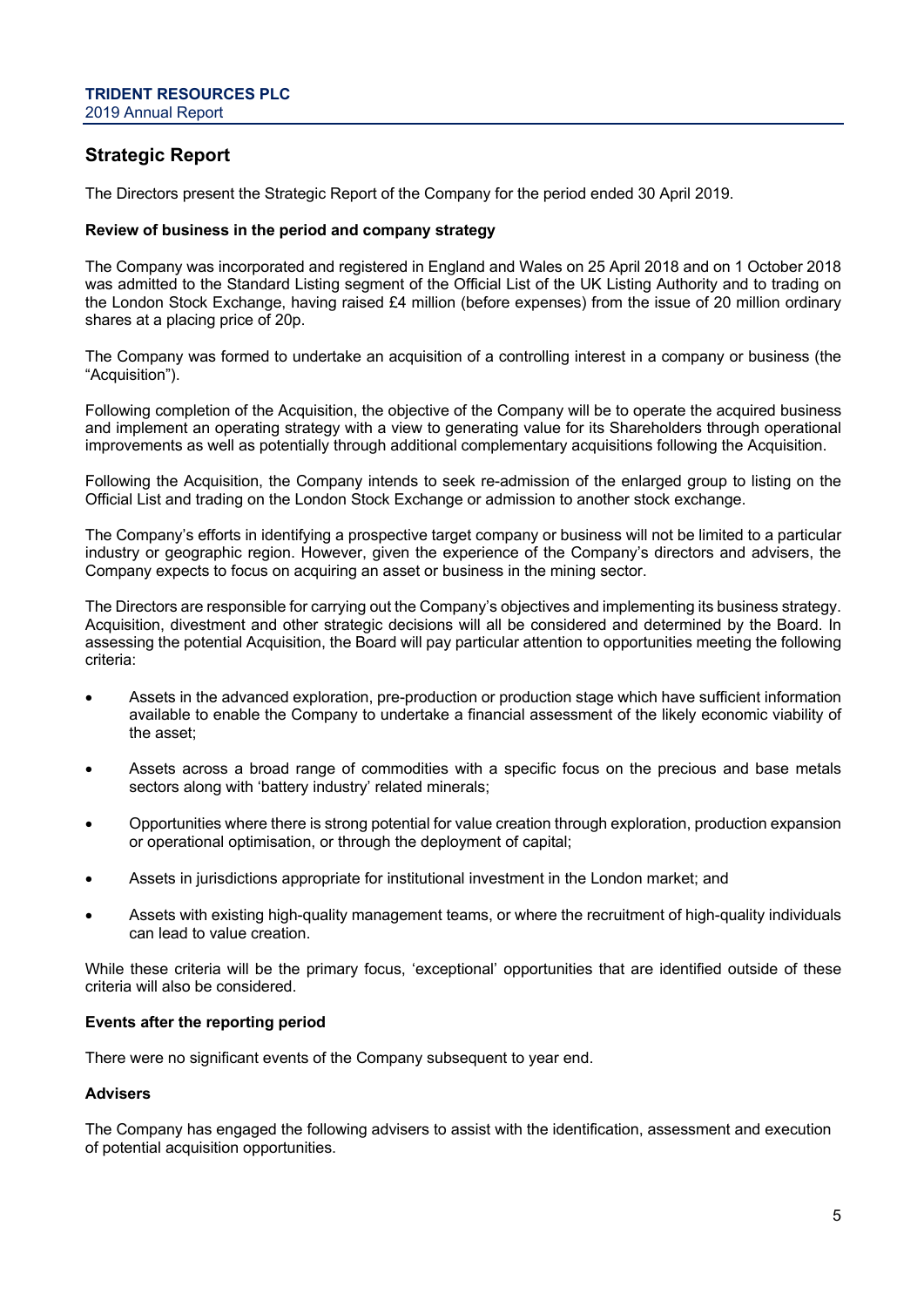## Strategic Report

The Directors present the Strategic Report of the Company for the period ended 30 April 2019.

**Review of business in the period and company strategy**

The Company was incorporated and registered in England and Wales on 25 April 2018 and on 1 October 2018 was admitted to the Standard Listing segment of the Official List of the UK Listing Authority and to trading on the London Stock Exchange, having raised £4 million (before expenses) from the issue of 20 million ordinary shares at a placing price of 20p.

The Company was formed to undertake an acquisition of a controlling interest in a company or business (the "Acquisition").

Following completion of the Acquisition, the objective of the Company will be to operate the acquired business and implement an operating strategy with a view to generating value for its Shareholders through operational improvements as well as potentially through additional complementary acquisitions following the Acquisition.

Following the Acquisition, the Company intends to seek re-admission of the enlarged group to listing on the Official List and trading on the London Stock Exchange or admission to another stock exchange.

The Company's efforts in identifying a prospective target company or business will not be limited to a particular industry or geographic region. However, given the experience of the Company's directors and advisers, the Company expects to focus on acquiring an asset or business in the mining sector.

The Directors are responsible for carrying out the Company's objectives and implementing its business strategy. Acquisition, divestment and other strategic decisions will all be considered and determined by the Board. In assessing the potential Acquisition, the Board will pay particular attention to opportunities meeting the following criteria:

- Assets in the advanced exploration, pre-production or production stage which have sufficient information available to enable the Company to undertake a financial assessment of the likely economic viability of the asset;
- Assets across a broad range of commodities with a specific focus on the precious and base metals sectors along with 'battery industry' related minerals;
- Opportunities where there is strong potential for value creation through exploration, production expansion or operational optimisation, or through the deployment of capital;
- Assets in jurisdictions appropriate for institutional investment in the London market; and
- Assets with existing high-quality management teams, or where the recruitment of high-quality individuals can lead to value creation.

While these criteria will be the primary focus, 'exceptional' opportunities that are identified outside of these criteria will also be considered.

**Events after the reporting period**

There were no significant events of the Company subsequent to year end.

**Advisers**

The Company has engaged the following advisers to assist with the identification, assessment and execution of potential acquisition opportunities.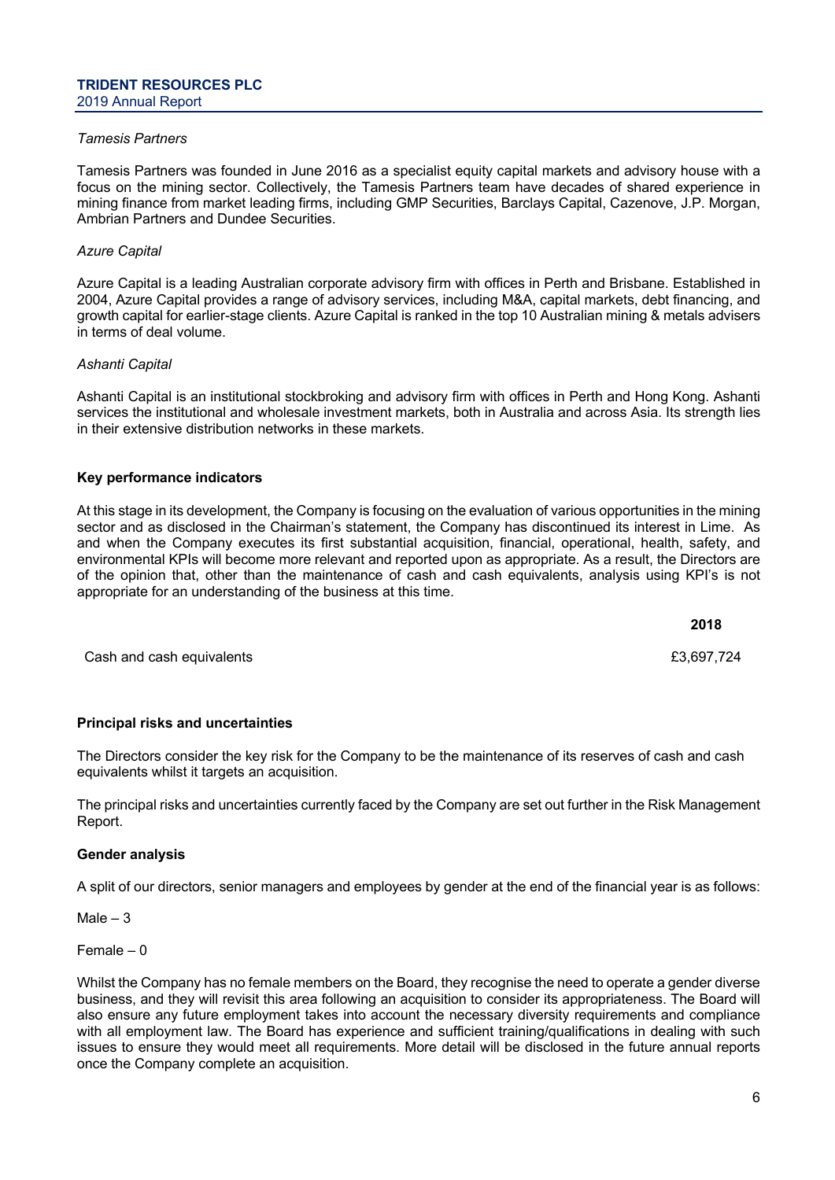*Tamesis Partners*

Tamesis Partners was founded in June 2016 as a specialist equity capital markets and advisory house with a focus on the mining sector. Collectively, the Tamesis Partners team have decades of shared experience in mining finance from market leading firms, including GMP Securities, Barclays Capital, Cazenove, J.P. Morgan, Ambrian Partners and Dundee Securities.

*Azure Capital*

Azure Capital is a leading Australian corporate advisory firm with offices in Perth and Brisbane. Established in 2004, Azure Capital provides a range of advisory services, including M&A, capital markets, debt financing, and growth capital for earlier-stage clients. Azure Capital is ranked in the top 10 Australian mining & metals advisers in terms of deal volume.

*Ashanti Capital*

Ashanti Capital is an institutional stockbroking and advisory firm with offices in Perth and Hong Kong. Ashanti services the institutional and wholesale investment markets, both in Australia and across Asia. Its strength lies in their extensive distribution networks in these markets.

**Key performance indicators**

At this stage in its development, the Company is focusing on the evaluation of various opportunities in the mining sector and as disclosed in the Chairman's statement, the Company has discontinued its interest in Lime. As and when the Company executes its first substantial acquisition, financial, operational, health, safety, and environmental KPIs will become more relevant and reported upon as appropriate. As a result, the Directors are of the opinion that, other than the maintenance of cash and cash equivalents, analysis using KPI's is not appropriate for an understanding of the business at this time.

| | **2018** |
|---|---|
| Cash and cash equivalents | £3,697,724 |

**Principal risks and uncertainties**

The Directors consider the key risk for the Company to be the maintenance of its reserves of cash and cash equivalents whilst it targets an acquisition.

The principal risks and uncertainties currently faced by the Company are set out further in the Risk Management Report.

**Gender analysis**

A split of our directors, senior managers and employees by gender at the end of the financial year is as follows:

Male – 3

Female – 0

Whilst the Company has no female members on the Board, they recognise the need to operate a gender diverse business, and they will revisit this area following an acquisition to consider its appropriateness. The Board will also ensure any future employment takes into account the necessary diversity requirements and compliance with all employment law. The Board has experience and sufficient training/qualifications in dealing with such issues to ensure they would meet all requirements. More detail will be disclosed in the future annual reports once the Company complete an acquisition.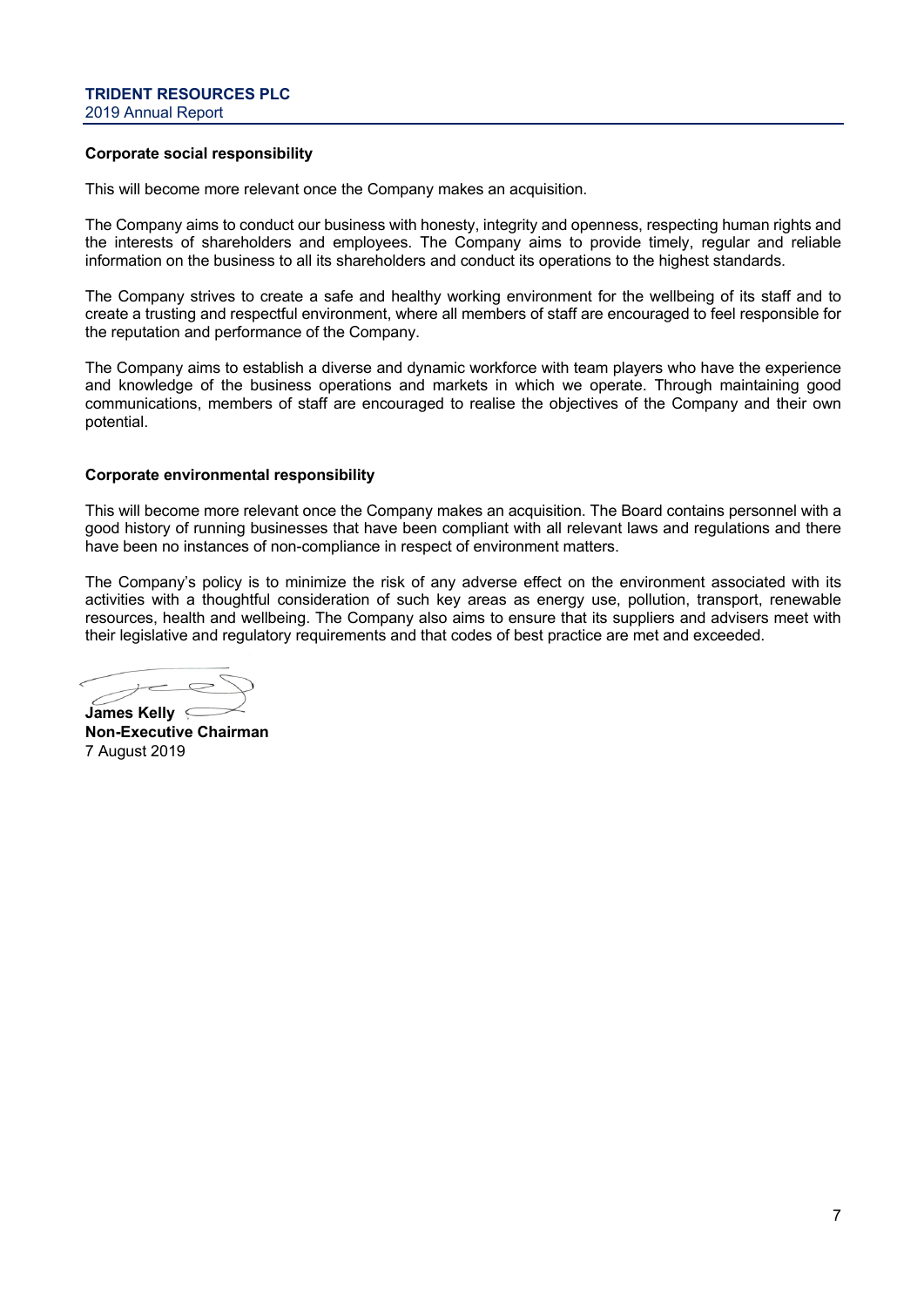**Corporate social responsibility**

This will become more relevant once the Company makes an acquisition.

The Company aims to conduct our business with honesty, integrity and openness, respecting human rights and the interests of shareholders and employees. The Company aims to provide timely, regular and reliable information on the business to all its shareholders and conduct its operations to the highest standards.

The Company strives to create a safe and healthy working environment for the wellbeing of its staff and to create a trusting and respectful environment, where all members of staff are encouraged to feel responsible for the reputation and performance of the Company.

The Company aims to establish a diverse and dynamic workforce with team players who have the experience and knowledge of the business operations and markets in which we operate. Through maintaining good communications, members of staff are encouraged to realise the objectives of the Company and their own potential.

**Corporate environmental responsibility**

This will become more relevant once the Company makes an acquisition. The Board contains personnel with a good history of running businesses that have been compliant with all relevant laws and regulations and there have been no instances of non-compliance in respect of environment matters.

The Company's policy is to minimize the risk of any adverse effect on the environment associated with its activities with a thoughtful consideration of such key areas as energy use, pollution, transport, renewable resources, health and wellbeing. The Company also aims to ensure that its suppliers and advisers meet with their legislative and regulatory requirements and that codes of best practice are met and exceeded.

**James Kelly**
**Non-Executive Chairman**
7 August 2019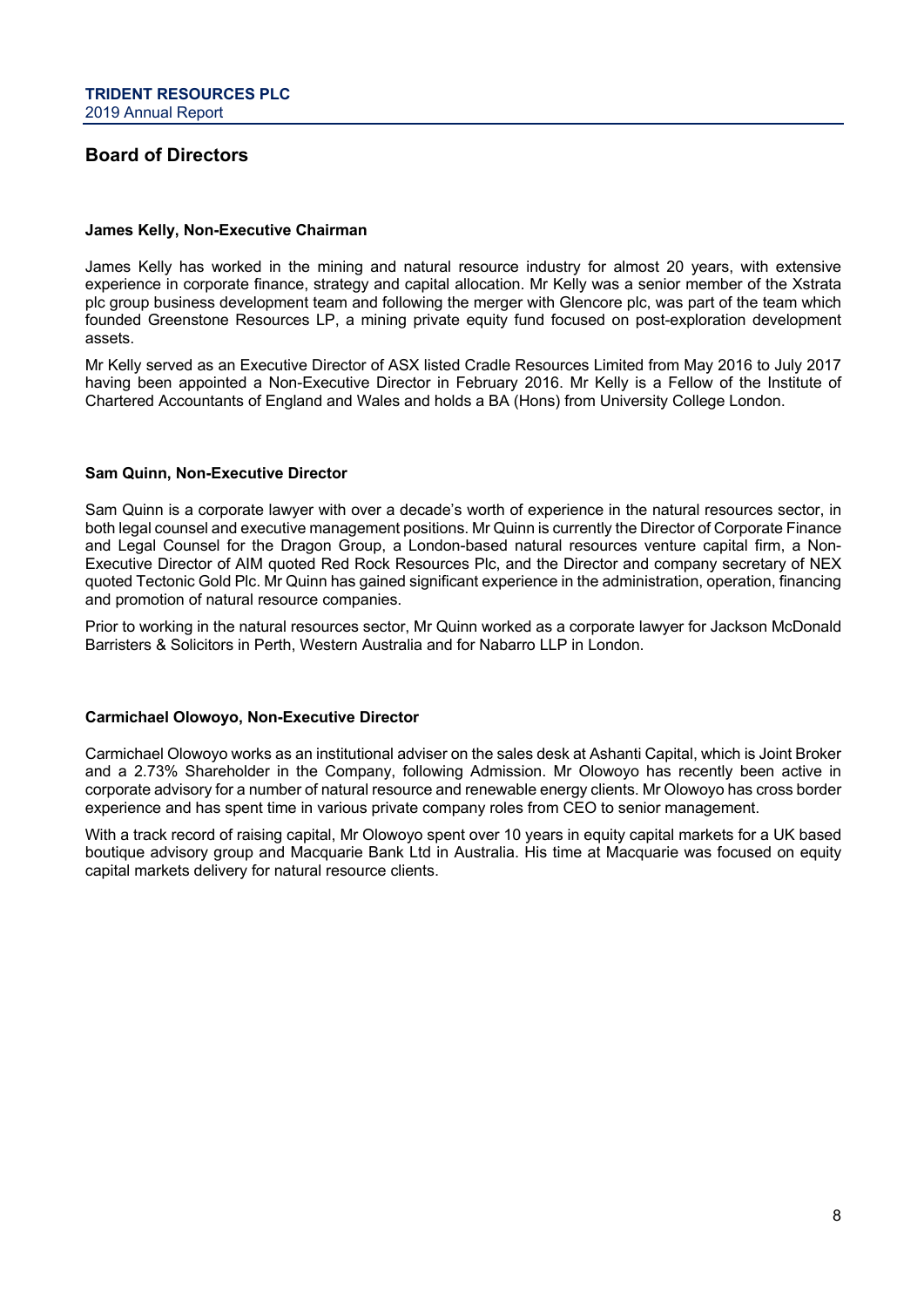## Board of Directors

### James Kelly, Non-Executive Chairman

James Kelly has worked in the mining and natural resource industry for almost 20 years, with extensive experience in corporate finance, strategy and capital allocation. Mr Kelly was a senior member of the Xstrata plc group business development team and following the merger with Glencore plc, was part of the team which founded Greenstone Resources LP, a mining private equity fund focused on post-exploration development assets.

Mr Kelly served as an Executive Director of ASX listed Cradle Resources Limited from May 2016 to July 2017 having been appointed a Non-Executive Director in February 2016. Mr Kelly is a Fellow of the Institute of Chartered Accountants of England and Wales and holds a BA (Hons) from University College London.

### Sam Quinn, Non-Executive Director

Sam Quinn is a corporate lawyer with over a decade's worth of experience in the natural resources sector, in both legal counsel and executive management positions. Mr Quinn is currently the Director of Corporate Finance and Legal Counsel for the Dragon Group, a London-based natural resources venture capital firm, a Non-Executive Director of AIM quoted Red Rock Resources Plc, and the Director and company secretary of NEX quoted Tectonic Gold Plc. Mr Quinn has gained significant experience in the administration, operation, financing and promotion of natural resource companies.

Prior to working in the natural resources sector, Mr Quinn worked as a corporate lawyer for Jackson McDonald Barristers & Solicitors in Perth, Western Australia and for Nabarro LLP in London.

### Carmichael Olowoyo, Non-Executive Director

Carmichael Olowoyo works as an institutional adviser on the sales desk at Ashanti Capital, which is Joint Broker and a 2.73% Shareholder in the Company, following Admission. Mr Olowoyo has recently been active in corporate advisory for a number of natural resource and renewable energy clients. Mr Olowoyo has cross border experience and has spent time in various private company roles from CEO to senior management.

With a track record of raising capital, Mr Olowoyo spent over 10 years in equity capital markets for a UK based boutique advisory group and Macquarie Bank Ltd in Australia. His time at Macquarie was focused on equity capital markets delivery for natural resource clients.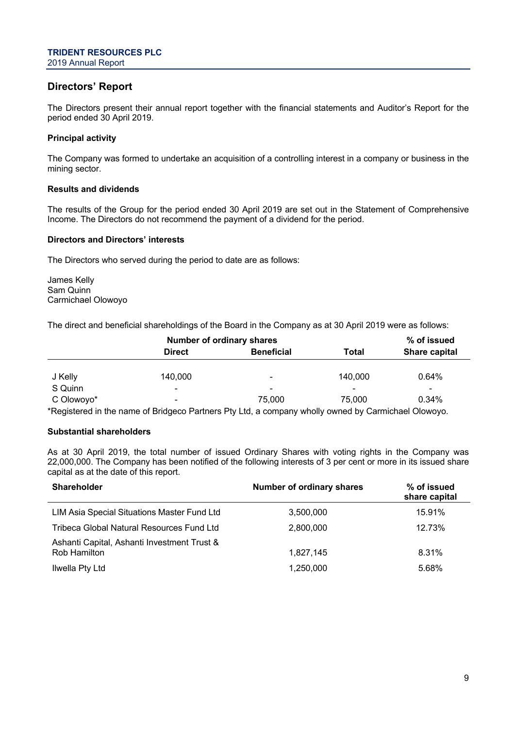## Directors' Report

The Directors present their annual report together with the financial statements and Auditor's Report for the period ended 30 April 2019.

### Principal activity

The Company was formed to undertake an acquisition of a controlling interest in a company or business in the mining sector.

### Results and dividends

The results of the Group for the period ended 30 April 2019 are set out in the Statement of Comprehensive Income. The Directors do not recommend the payment of a dividend for the period.

### Directors and Directors' interests

The Directors who served during the period to date are as follows:

James Kelly  
Sam Quinn  
Carmichael Olowoyo

The direct and beneficial shareholdings of the Board in the Company as at 30 April 2019 were as follows:

| | Number of ordinary shares | | | % of issued |
|---|---|---|---|---|
| | **Direct** | **Beneficial** | **Total** | **Share capital** |
| J Kelly | 140,000 | - | 140,000 | 0.64% |
| S Quinn | - | - | - | - |
| C Olowoyo* | - | 75,000 | 75,000 | 0.34% |

*Registered in the name of Bridgeco Partners Pty Ltd, a company wholly owned by Carmichael Olowoyo.

### Substantial shareholders

As at 30 April 2019, the total number of issued Ordinary Shares with voting rights in the Company was 22,000,000. The Company has been notified of the following interests of 3 per cent or more in its issued share capital as at the date of this report.

| Shareholder | Number of ordinary shares | % of issued share capital |
|---|---|---|
| LIM Asia Special Situations Master Fund Ltd | 3,500,000 | 15.91% |
| Tribeca Global Natural Resources Fund Ltd | 2,800,000 | 12.73% |
| Ashanti Capital, Ashanti Investment Trust & Rob Hamilton | 1,827,145 | 8.31% |
| Ilwella Pty Ltd | 1,250,000 | 5.68% |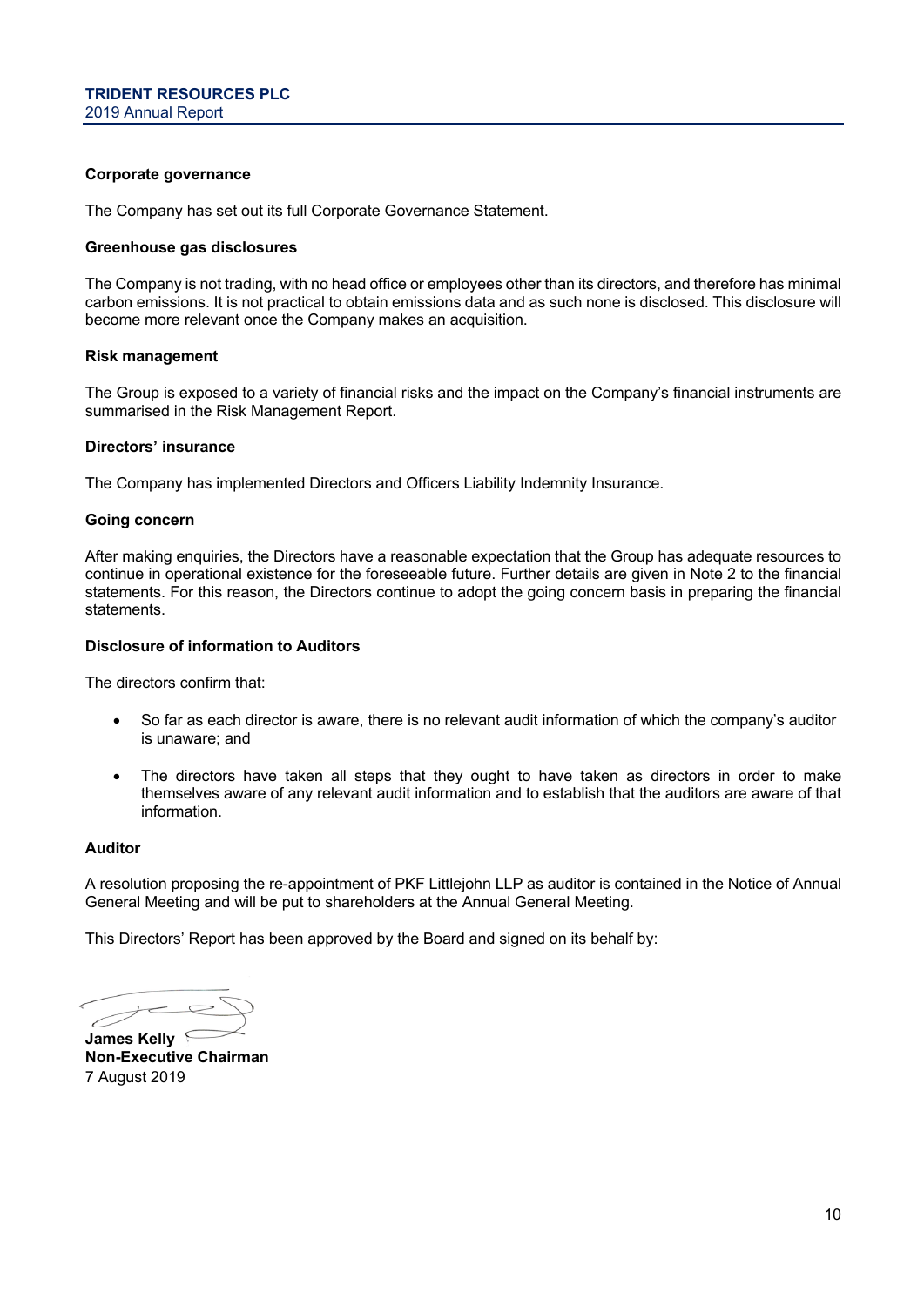**Corporate governance**

The Company has set out its full Corporate Governance Statement.

**Greenhouse gas disclosures**

The Company is not trading, with no head office or employees other than its directors, and therefore has minimal carbon emissions. It is not practical to obtain emissions data and as such none is disclosed. This disclosure will become more relevant once the Company makes an acquisition.

**Risk management**

The Group is exposed to a variety of financial risks and the impact on the Company's financial instruments are summarised in the Risk Management Report.

**Directors' insurance**

The Company has implemented Directors and Officers Liability Indemnity Insurance.

**Going concern**

After making enquiries, the Directors have a reasonable expectation that the Group has adequate resources to continue in operational existence for the foreseeable future. Further details are given in Note 2 to the financial statements. For this reason, the Directors continue to adopt the going concern basis in preparing the financial statements.

**Disclosure of information to Auditors**

The directors confirm that:

- So far as each director is aware, there is no relevant audit information of which the company's auditor is unaware; and
- The directors have taken all steps that they ought to have taken as directors in order to make themselves aware of any relevant audit information and to establish that the auditors are aware of that information.

**Auditor**

A resolution proposing the re-appointment of PKF Littlejohn LLP as auditor is contained in the Notice of Annual General Meeting and will be put to shareholders at the Annual General Meeting.

This Directors' Report has been approved by the Board and signed on its behalf by:

**James Kelly**
**Non-Executive Chairman**
7 August 2019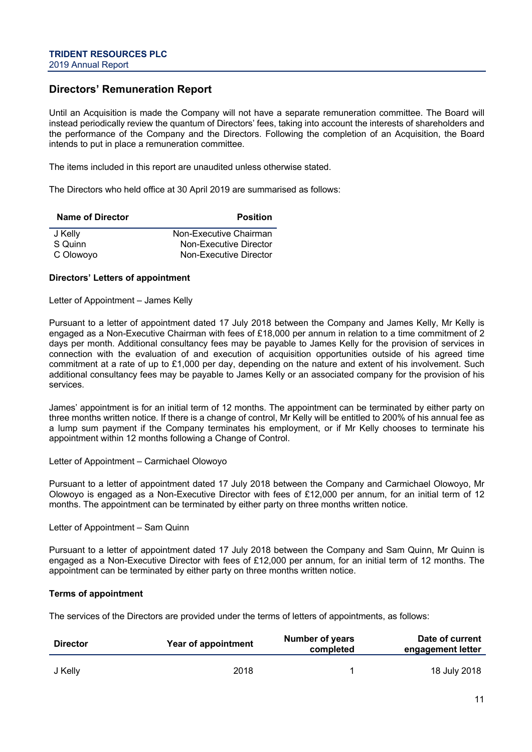## Directors' Remuneration Report

Until an Acquisition is made the Company will not have a separate remuneration committee. The Board will instead periodically review the quantum of Directors' fees, taking into account the interests of shareholders and the performance of the Company and the Directors. Following the completion of an Acquisition, the Board intends to put in place a remuneration committee.

The items included in this report are unaudited unless otherwise stated.

The Directors who held office at 30 April 2019 are summarised as follows:

| Name of Director | Position |
|---|---|
| J Kelly | Non-Executive Chairman |
| S Quinn | Non-Executive Director |
| C Olowoyo | Non-Executive Director |

**Directors' Letters of appointment**

Letter of Appointment – James Kelly

Pursuant to a letter of appointment dated 17 July 2018 between the Company and James Kelly, Mr Kelly is engaged as a Non-Executive Chairman with fees of £18,000 per annum in relation to a time commitment of 2 days per month. Additional consultancy fees may be payable to James Kelly for the provision of services in connection with the evaluation of and execution of acquisition opportunities outside of his agreed time commitment at a rate of up to £1,000 per day, depending on the nature and extent of his involvement. Such additional consultancy fees may be payable to James Kelly or an associated company for the provision of his services.

James' appointment is for an initial term of 12 months. The appointment can be terminated by either party on three months written notice. If there is a change of control, Mr Kelly will be entitled to 200% of his annual fee as a lump sum payment if the Company terminates his employment, or if Mr Kelly chooses to terminate his appointment within 12 months following a Change of Control.

Letter of Appointment – Carmichael Olowoyo

Pursuant to a letter of appointment dated 17 July 2018 between the Company and Carmichael Olowoyo, Mr Olowoyo is engaged as a Non-Executive Director with fees of £12,000 per annum, for an initial term of 12 months. The appointment can be terminated by either party on three months written notice.

Letter of Appointment – Sam Quinn

Pursuant to a letter of appointment dated 17 July 2018 between the Company and Sam Quinn, Mr Quinn is engaged as a Non-Executive Director with fees of £12,000 per annum, for an initial term of 12 months. The appointment can be terminated by either party on three months written notice.

**Terms of appointment**

The services of the Directors are provided under the terms of letters of appointments, as follows:

| Director | Year of appointment | Number of years completed | Date of current engagement letter |
|---|---|---|---|
| J Kelly | 2018 | 1 | 18 July 2018 |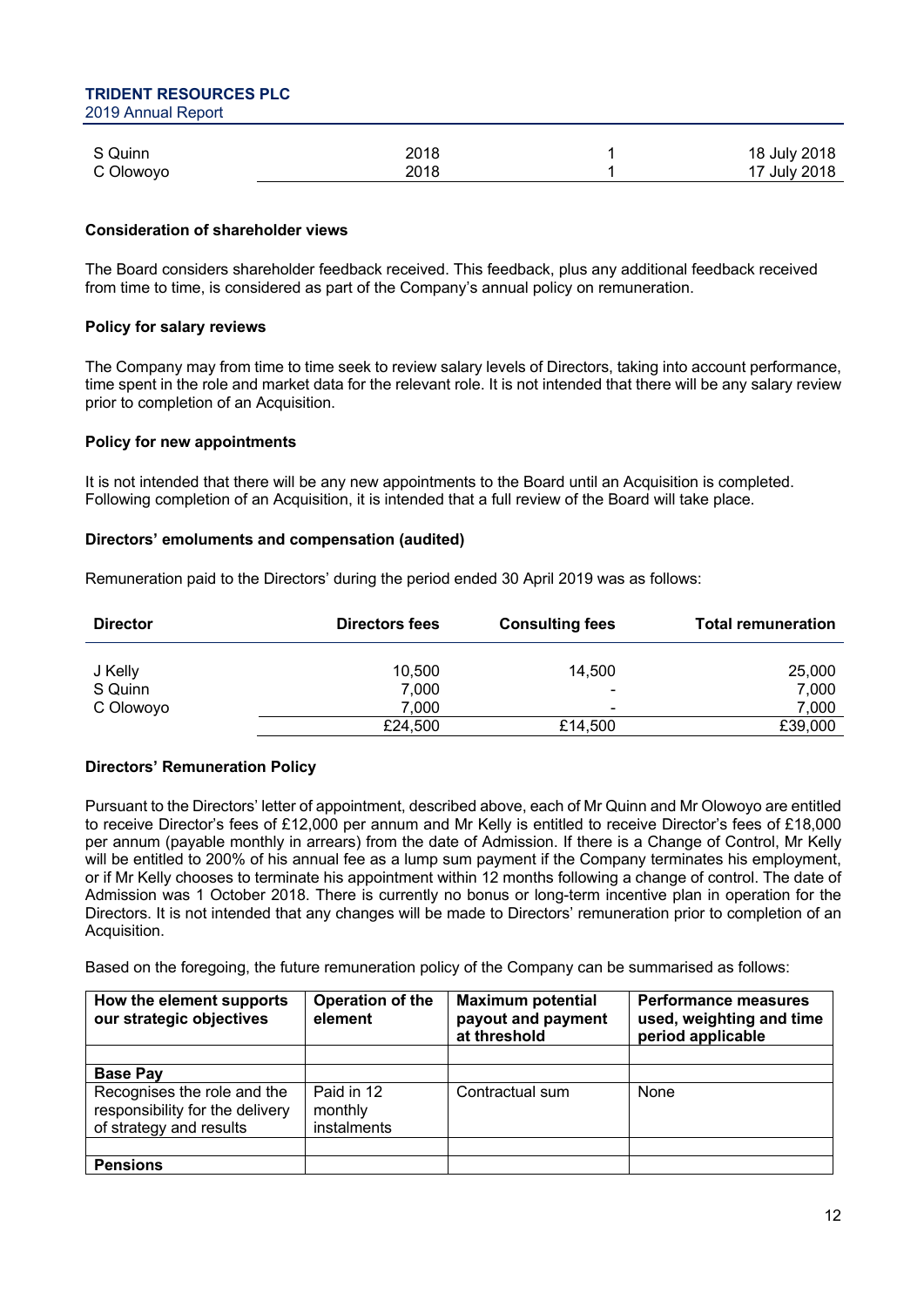| | | | |
|---|---|---|---|
| S Quinn | 2018 | 1 | 18 July 2018 |
| C Olowoyo | 2018 | 1 | 17 July 2018 |

**Consideration of shareholder views**

The Board considers shareholder feedback received. This feedback, plus any additional feedback received from time to time, is considered as part of the Company's annual policy on remuneration.

**Policy for salary reviews**

The Company may from time to time seek to review salary levels of Directors, taking into account performance, time spent in the role and market data for the relevant role. It is not intended that there will be any salary review prior to completion of an Acquisition.

**Policy for new appointments**

It is not intended that there will be any new appointments to the Board until an Acquisition is completed. Following completion of an Acquisition, it is intended that a full review of the Board will take place.

**Directors' emoluments and compensation (audited)**

Remuneration paid to the Directors' during the period ended 30 April 2019 was as follows:

| Director | Directors fees | Consulting fees | Total remuneration |
|---|---|---|---|
| J Kelly | 10,500 | 14,500 | 25,000 |
| S Quinn | 7,000 | - | 7,000 |
| C Olowoyo | 7,000 | - | 7,000 |
| | £24,500 | £14,500 | £39,000 |

**Directors' Remuneration Policy**

Pursuant to the Directors' letter of appointment, described above, each of Mr Quinn and Mr Olowoyo are entitled to receive Director's fees of £12,000 per annum and Mr Kelly is entitled to receive Director's fees of £18,000 per annum (payable monthly in arrears) from the date of Admission. If there is a Change of Control, Mr Kelly will be entitled to 200% of his annual fee as a lump sum payment if the Company terminates his employment, or if Mr Kelly chooses to terminate his appointment within 12 months following a change of control. The date of Admission was 1 October 2018. There is currently no bonus or long-term incentive plan in operation for the Directors. It is not intended that any changes will be made to Directors' remuneration prior to completion of an Acquisition.

Based on the foregoing, the future remuneration policy of the Company can be summarised as follows:

| How the element supports our strategic objectives | Operation of the element | Maximum potential payout and payment at threshold | Performance measures used, weighting and time period applicable |
|---|---|---|---|
| | | | |
| **Base Pay** | | | |
| Recognises the role and the responsibility for the delivery of strategy and results | Paid in 12 monthly instalments | Contractual sum | None |
| | | | |
| **Pensions** | | | |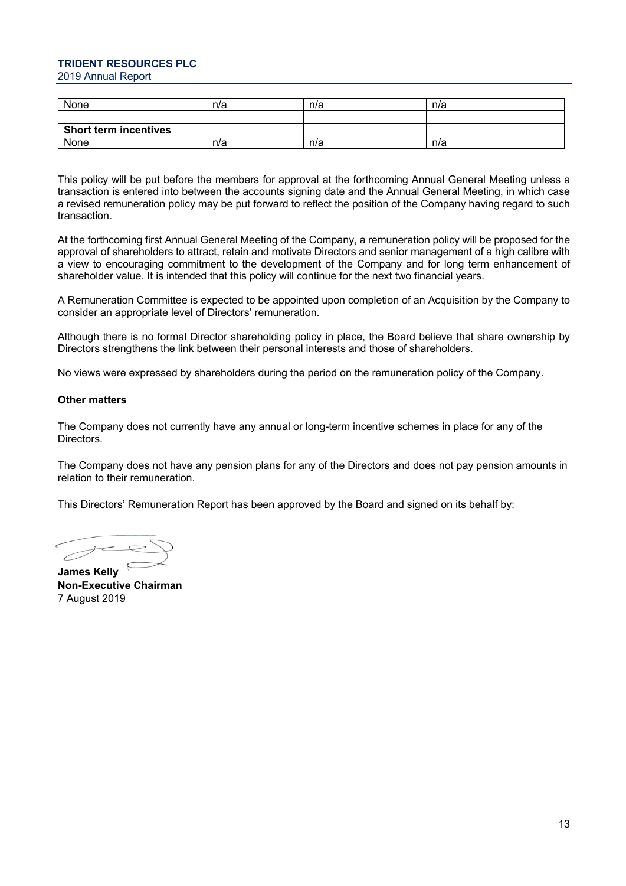| None | n/a | n/a | n/a |
|---|---|---|---|
| | | | |
| **Short term incentives** | | | |
| None | n/a | n/a | n/a |

This policy will be put before the members for approval at the forthcoming Annual General Meeting unless a transaction is entered into between the accounts signing date and the Annual General Meeting, in which case a revised remuneration policy may be put forward to reflect the position of the Company having regard to such transaction.

At the forthcoming first Annual General Meeting of the Company, a remuneration policy will be proposed for the approval of shareholders to attract, retain and motivate Directors and senior management of a high calibre with a view to encouraging commitment to the development of the Company and for long term enhancement of shareholder value. It is intended that this policy will continue for the next two financial years.

A Remuneration Committee is expected to be appointed upon completion of an Acquisition by the Company to consider an appropriate level of Directors' remuneration.

Although there is no formal Director shareholding policy in place, the Board believe that share ownership by Directors strengthens the link between their personal interests and those of shareholders.

No views were expressed by shareholders during the period on the remuneration policy of the Company.

**Other matters**

The Company does not currently have any annual or long-term incentive schemes in place for any of the Directors.

The Company does not have any pension plans for any of the Directors and does not pay pension amounts in relation to their remuneration.

This Directors' Remuneration Report has been approved by the Board and signed on its behalf by:

**James Kelly**
**Non-Executive Chairman**
7 August 2019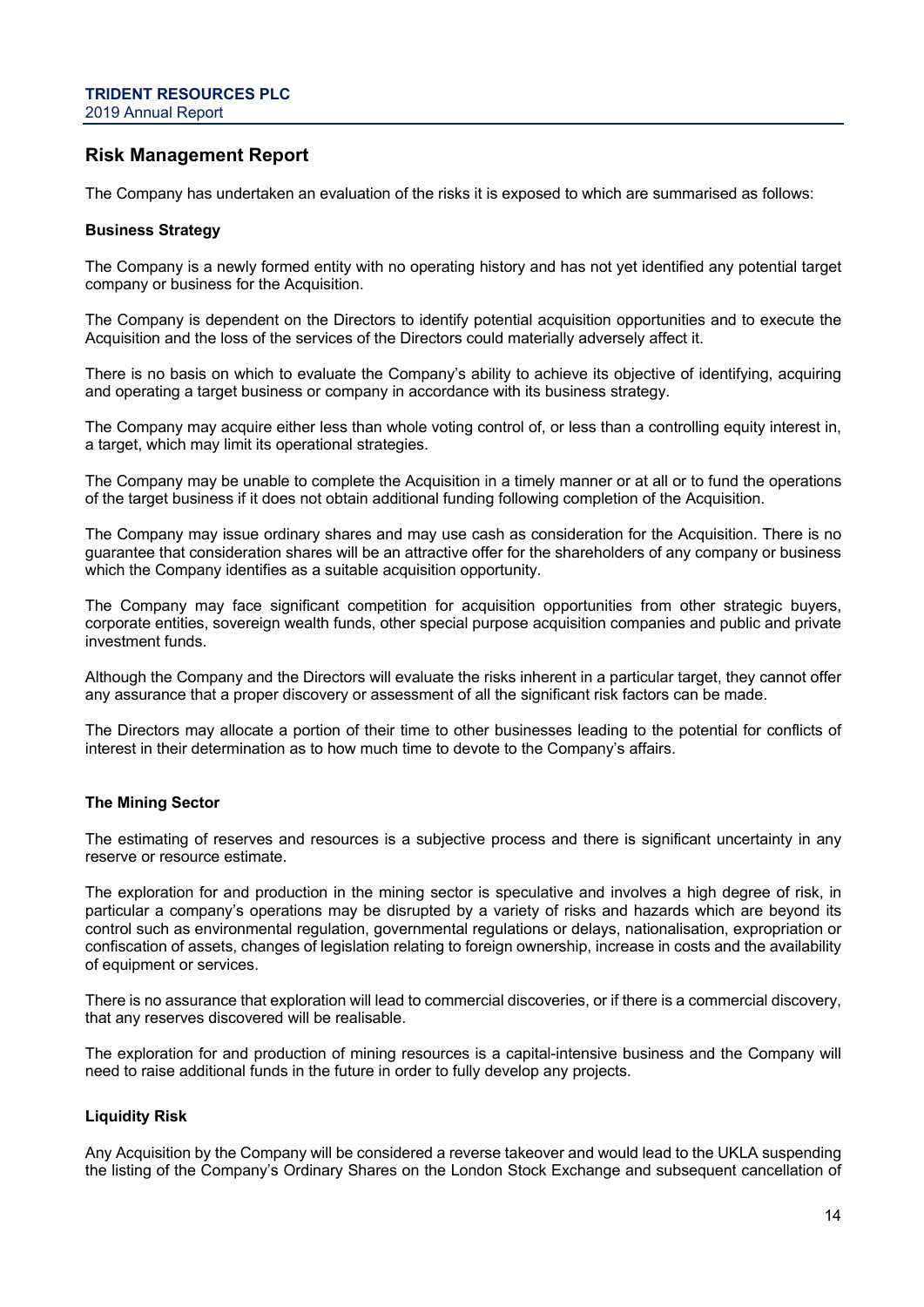## Risk Management Report

The Company has undertaken an evaluation of the risks it is exposed to which are summarised as follows:

### Business Strategy

The Company is a newly formed entity with no operating history and has not yet identified any potential target company or business for the Acquisition.

The Company is dependent on the Directors to identify potential acquisition opportunities and to execute the Acquisition and the loss of the services of the Directors could materially adversely affect it.

There is no basis on which to evaluate the Company's ability to achieve its objective of identifying, acquiring and operating a target business or company in accordance with its business strategy.

The Company may acquire either less than whole voting control of, or less than a controlling equity interest in, a target, which may limit its operational strategies.

The Company may be unable to complete the Acquisition in a timely manner or at all or to fund the operations of the target business if it does not obtain additional funding following completion of the Acquisition.

The Company may issue ordinary shares and may use cash as consideration for the Acquisition. There is no guarantee that consideration shares will be an attractive offer for the shareholders of any company or business which the Company identifies as a suitable acquisition opportunity.

The Company may face significant competition for acquisition opportunities from other strategic buyers, corporate entities, sovereign wealth funds, other special purpose acquisition companies and public and private investment funds.

Although the Company and the Directors will evaluate the risks inherent in a particular target, they cannot offer any assurance that a proper discovery or assessment of all the significant risk factors can be made.

The Directors may allocate a portion of their time to other businesses leading to the potential for conflicts of interest in their determination as to how much time to devote to the Company's affairs.

### The Mining Sector

The estimating of reserves and resources is a subjective process and there is significant uncertainty in any reserve or resource estimate.

The exploration for and production in the mining sector is speculative and involves a high degree of risk, in particular a company's operations may be disrupted by a variety of risks and hazards which are beyond its control such as environmental regulation, governmental regulations or delays, nationalisation, expropriation or confiscation of assets, changes of legislation relating to foreign ownership, increase in costs and the availability of equipment or services.

There is no assurance that exploration will lead to commercial discoveries, or if there is a commercial discovery, that any reserves discovered will be realisable.

The exploration for and production of mining resources is a capital-intensive business and the Company will need to raise additional funds in the future in order to fully develop any projects.

### Liquidity Risk

Any Acquisition by the Company will be considered a reverse takeover and would lead to the UKLA suspending the listing of the Company's Ordinary Shares on the London Stock Exchange and subsequent cancellation of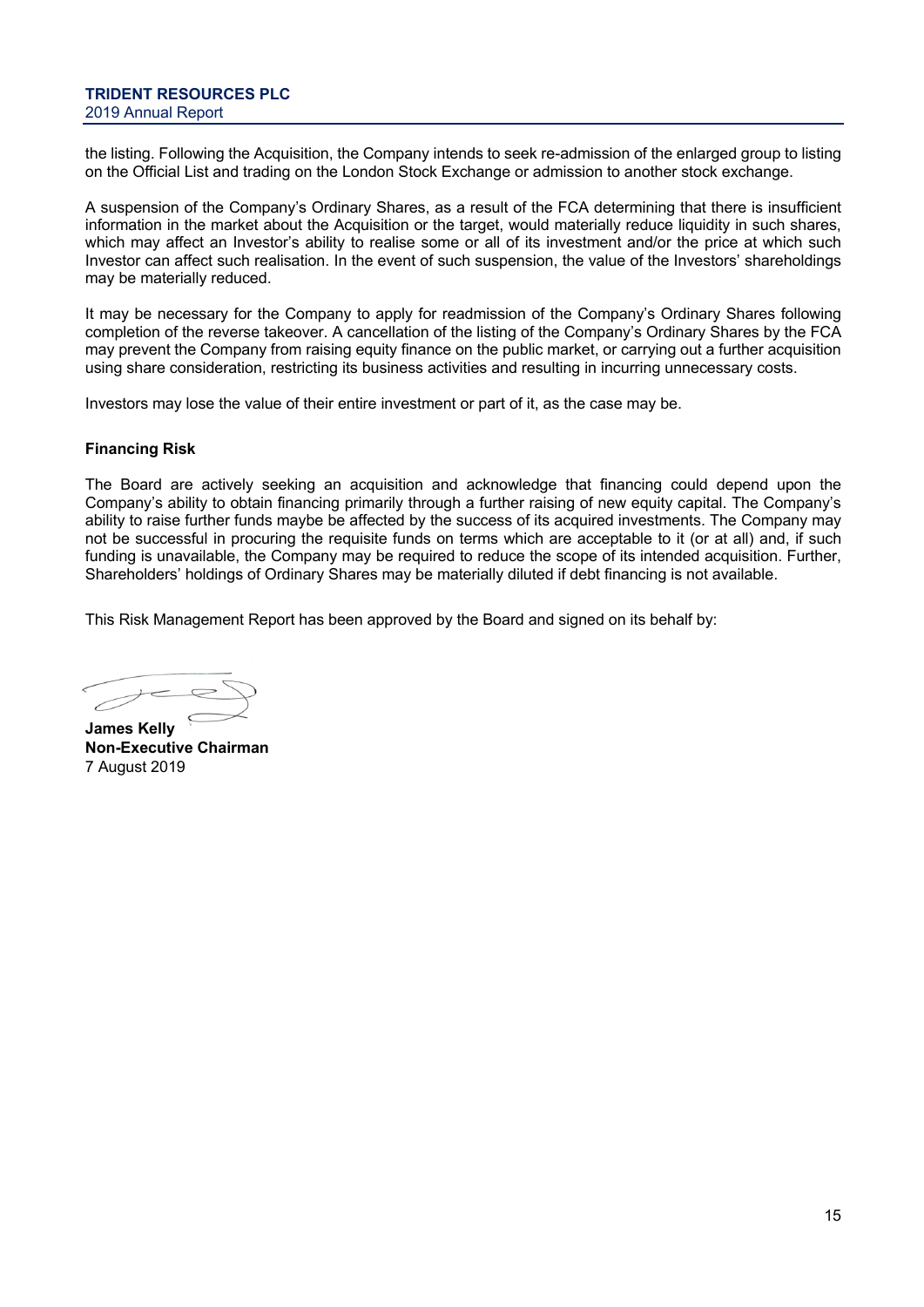the listing. Following the Acquisition, the Company intends to seek re-admission of the enlarged group to listing on the Official List and trading on the London Stock Exchange or admission to another stock exchange.

A suspension of the Company's Ordinary Shares, as a result of the FCA determining that there is insufficient information in the market about the Acquisition or the target, would materially reduce liquidity in such shares, which may affect an Investor's ability to realise some or all of its investment and/or the price at which such Investor can affect such realisation. In the event of such suspension, the value of the Investors' shareholdings may be materially reduced.

It may be necessary for the Company to apply for readmission of the Company's Ordinary Shares following completion of the reverse takeover. A cancellation of the listing of the Company's Ordinary Shares by the FCA may prevent the Company from raising equity finance on the public market, or carrying out a further acquisition using share consideration, restricting its business activities and resulting in incurring unnecessary costs.

Investors may lose the value of their entire investment or part of it, as the case may be.

**Financing Risk**

The Board are actively seeking an acquisition and acknowledge that financing could depend upon the Company's ability to obtain financing primarily through a further raising of new equity capital. The Company's ability to raise further funds maybe be affected by the success of its acquired investments. The Company may not be successful in procuring the requisite funds on terms which are acceptable to it (or at all) and, if such funding is unavailable, the Company may be required to reduce the scope of its intended acquisition. Further, Shareholders' holdings of Ordinary Shares may be materially diluted if debt financing is not available.

This Risk Management Report has been approved by the Board and signed on its behalf by:

**James Kelly**
**Non-Executive Chairman**
7 August 2019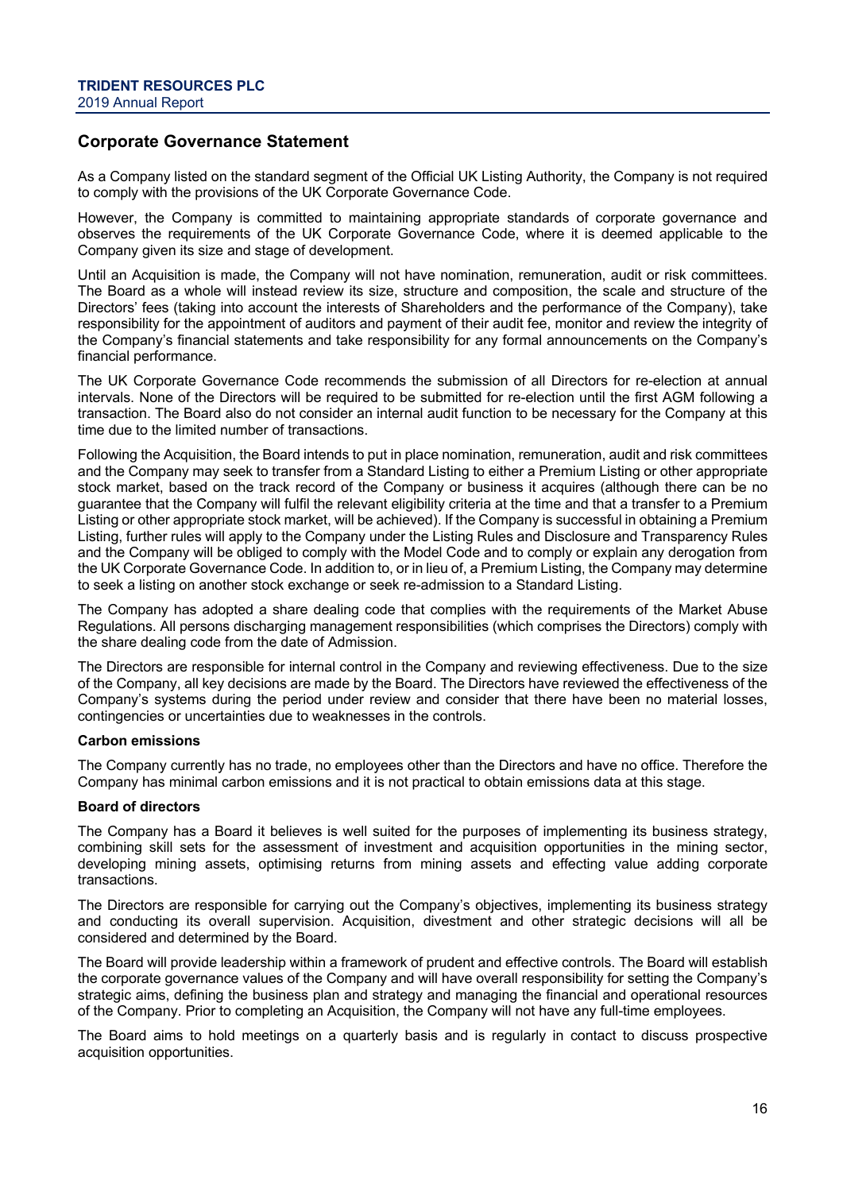## Corporate Governance Statement

As a Company listed on the standard segment of the Official UK Listing Authority, the Company is not required to comply with the provisions of the UK Corporate Governance Code.

However, the Company is committed to maintaining appropriate standards of corporate governance and observes the requirements of the UK Corporate Governance Code, where it is deemed applicable to the Company given its size and stage of development.

Until an Acquisition is made, the Company will not have nomination, remuneration, audit or risk committees. The Board as a whole will instead review its size, structure and composition, the scale and structure of the Directors' fees (taking into account the interests of Shareholders and the performance of the Company), take responsibility for the appointment of auditors and payment of their audit fee, monitor and review the integrity of the Company's financial statements and take responsibility for any formal announcements on the Company's financial performance.

The UK Corporate Governance Code recommends the submission of all Directors for re-election at annual intervals. None of the Directors will be required to be submitted for re-election until the first AGM following a transaction. The Board also do not consider an internal audit function to be necessary for the Company at this time due to the limited number of transactions.

Following the Acquisition, the Board intends to put in place nomination, remuneration, audit and risk committees and the Company may seek to transfer from a Standard Listing to either a Premium Listing or other appropriate stock market, based on the track record of the Company or business it acquires (although there can be no guarantee that the Company will fulfil the relevant eligibility criteria at the time and that a transfer to a Premium Listing or other appropriate stock market, will be achieved). If the Company is successful in obtaining a Premium Listing, further rules will apply to the Company under the Listing Rules and Disclosure and Transparency Rules and the Company will be obliged to comply with the Model Code and to comply or explain any derogation from the UK Corporate Governance Code. In addition to, or in lieu of, a Premium Listing, the Company may determine to seek a listing on another stock exchange or seek re-admission to a Standard Listing.

The Company has adopted a share dealing code that complies with the requirements of the Market Abuse Regulations. All persons discharging management responsibilities (which comprises the Directors) comply with the share dealing code from the date of Admission.

The Directors are responsible for internal control in the Company and reviewing effectiveness. Due to the size of the Company, all key decisions are made by the Board. The Directors have reviewed the effectiveness of the Company's systems during the period under review and consider that there have been no material losses, contingencies or uncertainties due to weaknesses in the controls.

**Carbon emissions**

The Company currently has no trade, no employees other than the Directors and have no office. Therefore the Company has minimal carbon emissions and it is not practical to obtain emissions data at this stage.

**Board of directors**

The Company has a Board it believes is well suited for the purposes of implementing its business strategy, combining skill sets for the assessment of investment and acquisition opportunities in the mining sector, developing mining assets, optimising returns from mining assets and effecting value adding corporate transactions.

The Directors are responsible for carrying out the Company's objectives, implementing its business strategy and conducting its overall supervision. Acquisition, divestment and other strategic decisions will all be considered and determined by the Board.

The Board will provide leadership within a framework of prudent and effective controls. The Board will establish the corporate governance values of the Company and will have overall responsibility for setting the Company's strategic aims, defining the business plan and strategy and managing the financial and operational resources of the Company. Prior to completing an Acquisition, the Company will not have any full-time employees.

The Board aims to hold meetings on a quarterly basis and is regularly in contact to discuss prospective acquisition opportunities.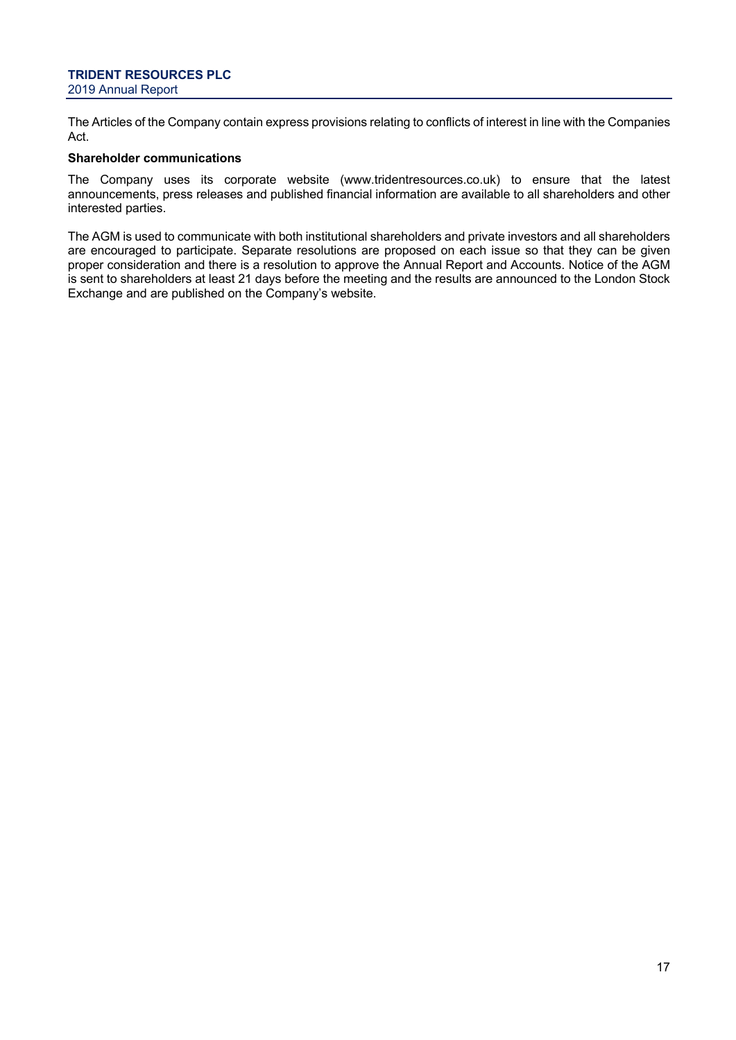The Articles of the Company contain express provisions relating to conflicts of interest in line with the Companies Act.

**Shareholder communications**

The Company uses its corporate website (www.tridentresources.co.uk) to ensure that the latest announcements, press releases and published financial information are available to all shareholders and other interested parties.

The AGM is used to communicate with both institutional shareholders and private investors and all shareholders are encouraged to participate. Separate resolutions are proposed on each issue so that they can be given proper consideration and there is a resolution to approve the Annual Report and Accounts. Notice of the AGM is sent to shareholders at least 21 days before the meeting and the results are announced to the London Stock Exchange and are published on the Company's website.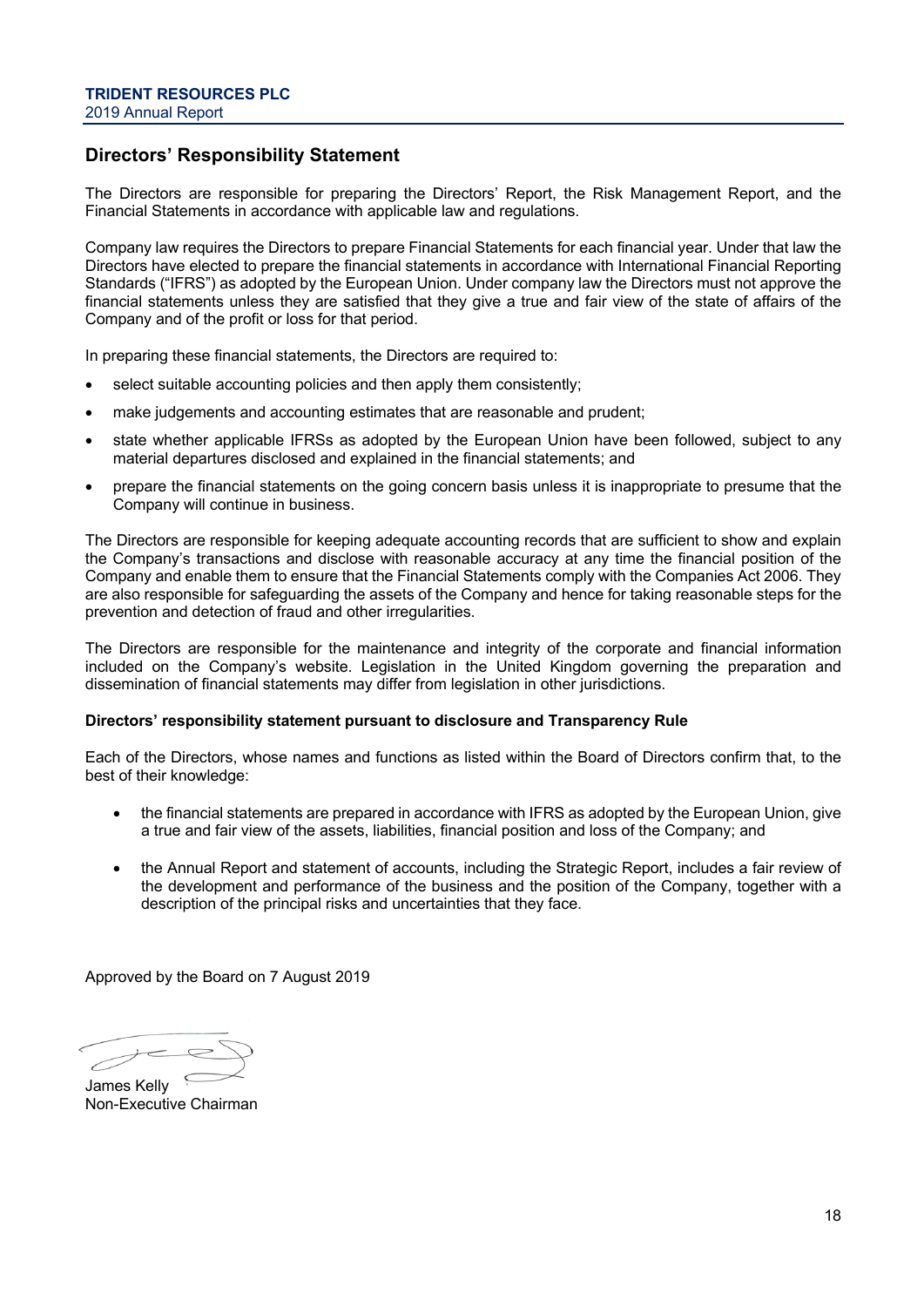## Directors' Responsibility Statement

The Directors are responsible for preparing the Directors' Report, the Risk Management Report, and the Financial Statements in accordance with applicable law and regulations.

Company law requires the Directors to prepare Financial Statements for each financial year. Under that law the Directors have elected to prepare the financial statements in accordance with International Financial Reporting Standards ("IFRS") as adopted by the European Union. Under company law the Directors must not approve the financial statements unless they are satisfied that they give a true and fair view of the state of affairs of the Company and of the profit or loss for that period.

In preparing these financial statements, the Directors are required to:

- select suitable accounting policies and then apply them consistently;
- make judgements and accounting estimates that are reasonable and prudent;
- state whether applicable IFRSs as adopted by the European Union have been followed, subject to any material departures disclosed and explained in the financial statements; and
- prepare the financial statements on the going concern basis unless it is inappropriate to presume that the Company will continue in business.

The Directors are responsible for keeping adequate accounting records that are sufficient to show and explain the Company's transactions and disclose with reasonable accuracy at any time the financial position of the Company and enable them to ensure that the Financial Statements comply with the Companies Act 2006. They are also responsible for safeguarding the assets of the Company and hence for taking reasonable steps for the prevention and detection of fraud and other irregularities.

The Directors are responsible for the maintenance and integrity of the corporate and financial information included on the Company's website. Legislation in the United Kingdom governing the preparation and dissemination of financial statements may differ from legislation in other jurisdictions.

**Directors' responsibility statement pursuant to disclosure and Transparency Rule**

Each of the Directors, whose names and functions as listed within the Board of Directors confirm that, to the best of their knowledge:

- the financial statements are prepared in accordance with IFRS as adopted by the European Union, give a true and fair view of the assets, liabilities, financial position and loss of the Company; and
- the Annual Report and statement of accounts, including the Strategic Report, includes a fair review of the development and performance of the business and the position of the Company, together with a description of the principal risks and uncertainties that they face.

Approved by the Board on 7 August 2019

James Kelly
Non-Executive Chairman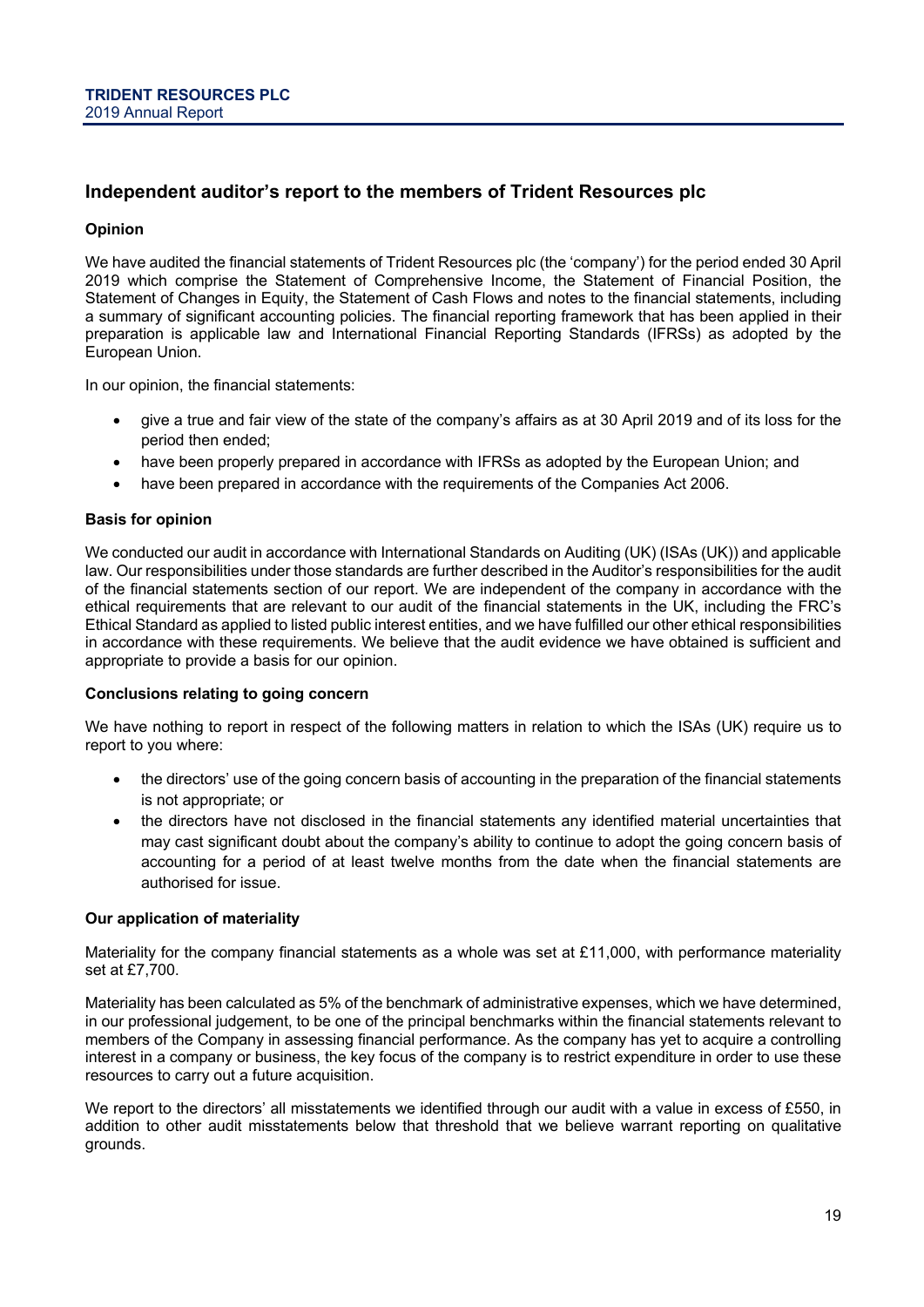## Independent auditor's report to the members of Trident Resources plc

### Opinion

We have audited the financial statements of Trident Resources plc (the 'company') for the period ended 30 April 2019 which comprise the Statement of Comprehensive Income, the Statement of Financial Position, the Statement of Changes in Equity, the Statement of Cash Flows and notes to the financial statements, including a summary of significant accounting policies. The financial reporting framework that has been applied in their preparation is applicable law and International Financial Reporting Standards (IFRSs) as adopted by the European Union.

In our opinion, the financial statements:

- give a true and fair view of the state of the company's affairs as at 30 April 2019 and of its loss for the period then ended;
- have been properly prepared in accordance with IFRSs as adopted by the European Union; and
- have been prepared in accordance with the requirements of the Companies Act 2006.

### Basis for opinion

We conducted our audit in accordance with International Standards on Auditing (UK) (ISAs (UK)) and applicable law. Our responsibilities under those standards are further described in the Auditor's responsibilities for the audit of the financial statements section of our report. We are independent of the company in accordance with the ethical requirements that are relevant to our audit of the financial statements in the UK, including the FRC's Ethical Standard as applied to listed public interest entities, and we have fulfilled our other ethical responsibilities in accordance with these requirements. We believe that the audit evidence we have obtained is sufficient and appropriate to provide a basis for our opinion.

### Conclusions relating to going concern

We have nothing to report in respect of the following matters in relation to which the ISAs (UK) require us to report to you where:

- the directors' use of the going concern basis of accounting in the preparation of the financial statements is not appropriate; or
- the directors have not disclosed in the financial statements any identified material uncertainties that may cast significant doubt about the company's ability to continue to adopt the going concern basis of accounting for a period of at least twelve months from the date when the financial statements are authorised for issue.

### Our application of materiality

Materiality for the company financial statements as a whole was set at £11,000, with performance materiality set at £7,700.

Materiality has been calculated as 5% of the benchmark of administrative expenses, which we have determined, in our professional judgement, to be one of the principal benchmarks within the financial statements relevant to members of the Company in assessing financial performance. As the company has yet to acquire a controlling interest in a company or business, the key focus of the company is to restrict expenditure in order to use these resources to carry out a future acquisition.

We report to the directors' all misstatements we identified through our audit with a value in excess of £550, in addition to other audit misstatements below that threshold that we believe warrant reporting on qualitative grounds.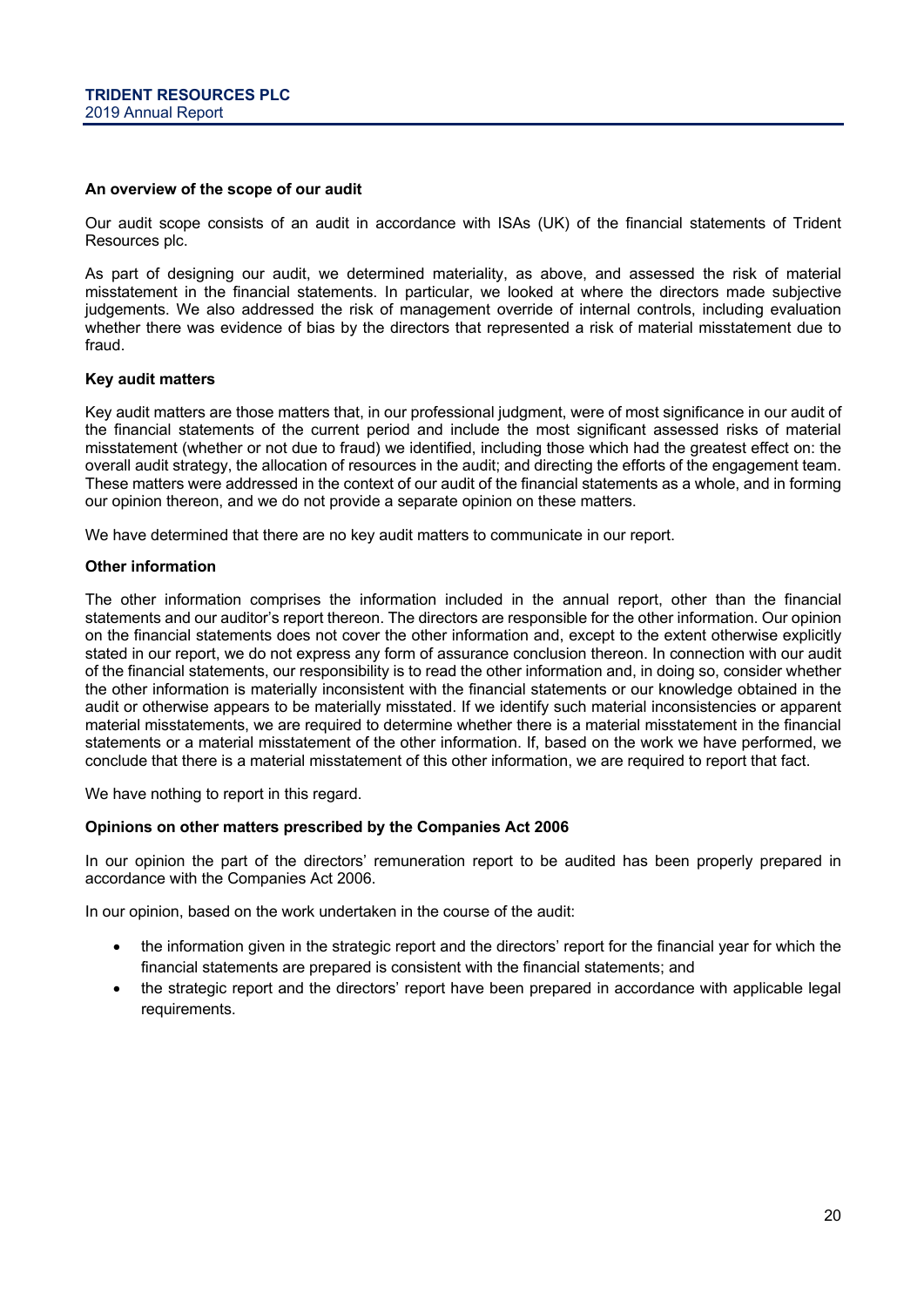**An overview of the scope of our audit**

Our audit scope consists of an audit in accordance with ISAs (UK) of the financial statements of Trident Resources plc.

As part of designing our audit, we determined materiality, as above, and assessed the risk of material misstatement in the financial statements. In particular, we looked at where the directors made subjective judgements. We also addressed the risk of management override of internal controls, including evaluation whether there was evidence of bias by the directors that represented a risk of material misstatement due to fraud.

**Key audit matters**

Key audit matters are those matters that, in our professional judgment, were of most significance in our audit of the financial statements of the current period and include the most significant assessed risks of material misstatement (whether or not due to fraud) we identified, including those which had the greatest effect on: the overall audit strategy, the allocation of resources in the audit; and directing the efforts of the engagement team. These matters were addressed in the context of our audit of the financial statements as a whole, and in forming our opinion thereon, and we do not provide a separate opinion on these matters.

We have determined that there are no key audit matters to communicate in our report.

**Other information**

The other information comprises the information included in the annual report, other than the financial statements and our auditor's report thereon. The directors are responsible for the other information. Our opinion on the financial statements does not cover the other information and, except to the extent otherwise explicitly stated in our report, we do not express any form of assurance conclusion thereon. In connection with our audit of the financial statements, our responsibility is to read the other information and, in doing so, consider whether the other information is materially inconsistent with the financial statements or our knowledge obtained in the audit or otherwise appears to be materially misstated. If we identify such material inconsistencies or apparent material misstatements, we are required to determine whether there is a material misstatement in the financial statements or a material misstatement of the other information. If, based on the work we have performed, we conclude that there is a material misstatement of this other information, we are required to report that fact.

We have nothing to report in this regard.

**Opinions on other matters prescribed by the Companies Act 2006**

In our opinion the part of the directors' remuneration report to be audited has been properly prepared in accordance with the Companies Act 2006.

In our opinion, based on the work undertaken in the course of the audit:

- the information given in the strategic report and the directors' report for the financial year for which the financial statements are prepared is consistent with the financial statements; and
- the strategic report and the directors' report have been prepared in accordance with applicable legal requirements.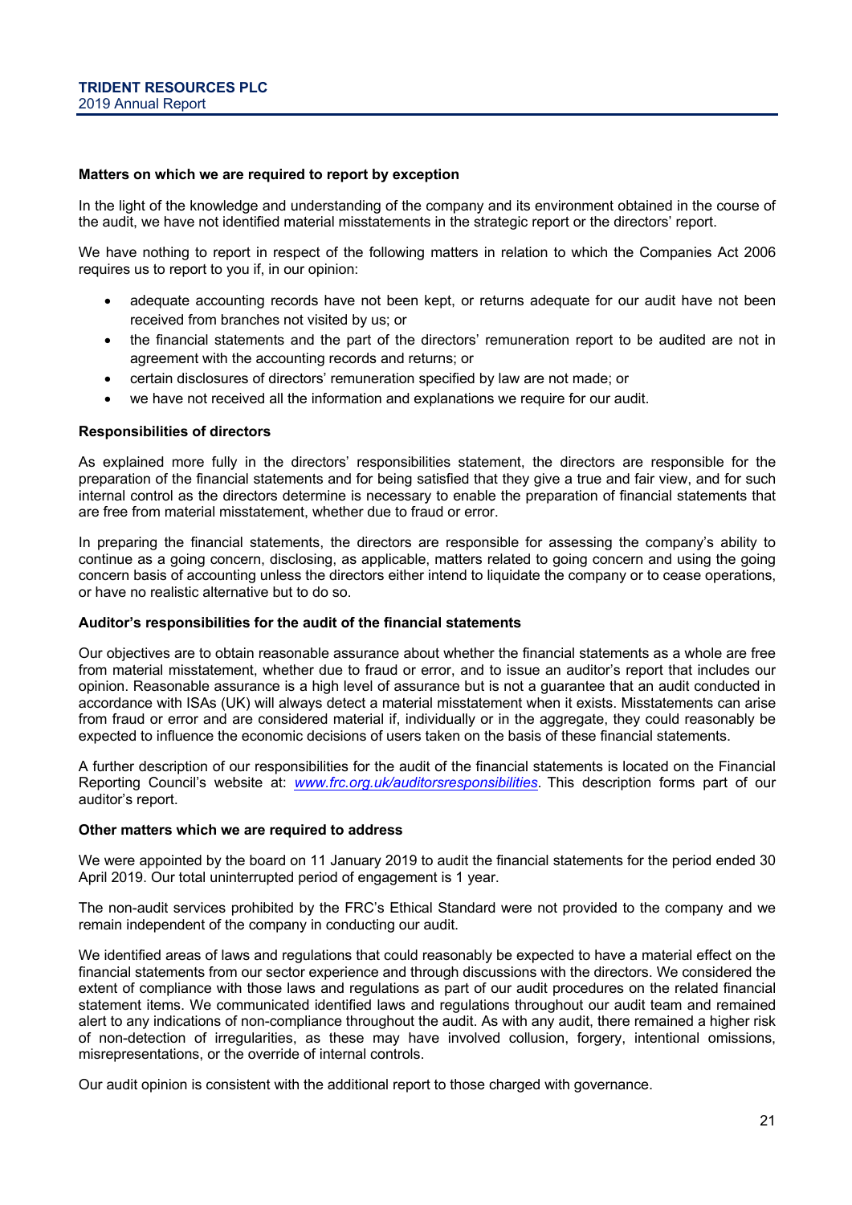**Matters on which we are required to report by exception**

In the light of the knowledge and understanding of the company and its environment obtained in the course of the audit, we have not identified material misstatements in the strategic report or the directors' report.

We have nothing to report in respect of the following matters in relation to which the Companies Act 2006 requires us to report to you if, in our opinion:

- adequate accounting records have not been kept, or returns adequate for our audit have not been received from branches not visited by us; or
- the financial statements and the part of the directors' remuneration report to be audited are not in agreement with the accounting records and returns; or
- certain disclosures of directors' remuneration specified by law are not made; or
- we have not received all the information and explanations we require for our audit.

**Responsibilities of directors**

As explained more fully in the directors' responsibilities statement, the directors are responsible for the preparation of the financial statements and for being satisfied that they give a true and fair view, and for such internal control as the directors determine is necessary to enable the preparation of financial statements that are free from material misstatement, whether due to fraud or error.

In preparing the financial statements, the directors are responsible for assessing the company's ability to continue as a going concern, disclosing, as applicable, matters related to going concern and using the going concern basis of accounting unless the directors either intend to liquidate the company or to cease operations, or have no realistic alternative but to do so.

**Auditor's responsibilities for the audit of the financial statements**

Our objectives are to obtain reasonable assurance about whether the financial statements as a whole are free from material misstatement, whether due to fraud or error, and to issue an auditor's report that includes our opinion. Reasonable assurance is a high level of assurance but is not a guarantee that an audit conducted in accordance with ISAs (UK) will always detect a material misstatement when it exists. Misstatements can arise from fraud or error and are considered material if, individually or in the aggregate, they could reasonably be expected to influence the economic decisions of users taken on the basis of these financial statements.

A further description of our responsibilities for the audit of the financial statements is located on the Financial Reporting Council's website at: *www.frc.org.uk/auditorsresponsibilities*. This description forms part of our auditor's report.

**Other matters which we are required to address**

We were appointed by the board on 11 January 2019 to audit the financial statements for the period ended 30 April 2019. Our total uninterrupted period of engagement is 1 year.

The non-audit services prohibited by the FRC's Ethical Standard were not provided to the company and we remain independent of the company in conducting our audit.

We identified areas of laws and regulations that could reasonably be expected to have a material effect on the financial statements from our sector experience and through discussions with the directors. We considered the extent of compliance with those laws and regulations as part of our audit procedures on the related financial statement items. We communicated identified laws and regulations throughout our audit team and remained alert to any indications of non-compliance throughout the audit. As with any audit, there remained a higher risk of non-detection of irregularities, as these may have involved collusion, forgery, intentional omissions, misrepresentations, or the override of internal controls.

Our audit opinion is consistent with the additional report to those charged with governance.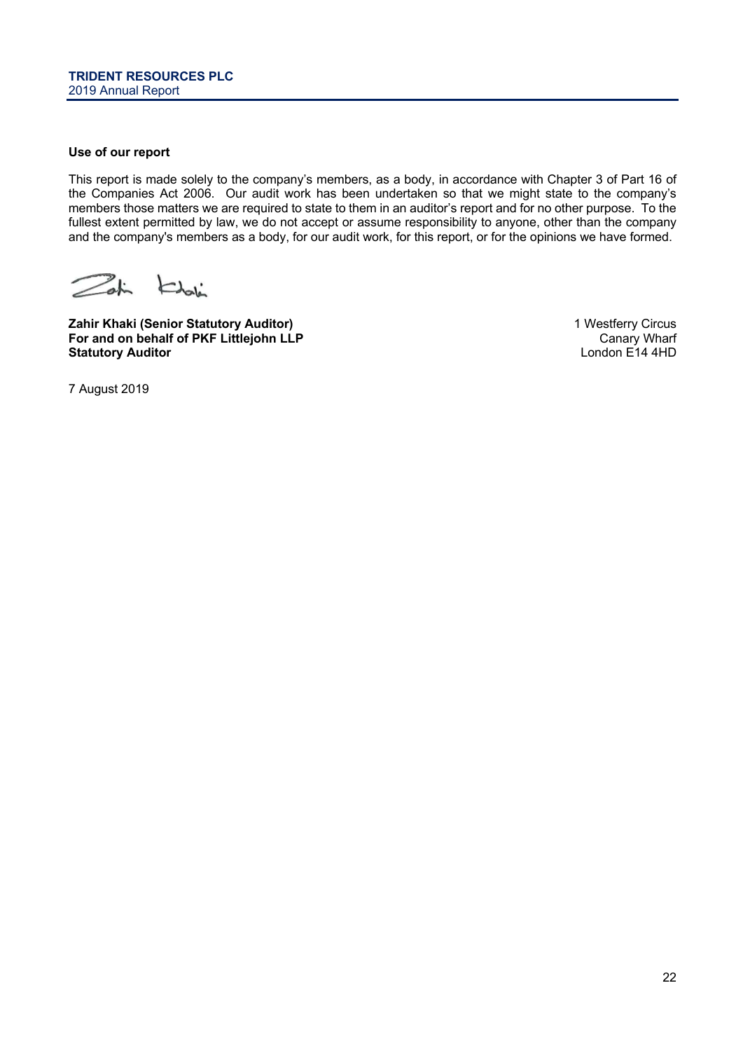### Use of our report

This report is made solely to the company's members, as a body, in accordance with Chapter 3 of Part 16 of the Companies Act 2006. Our audit work has been undertaken so that we might state to the company's members those matters we are required to state to them in an auditor's report and for no other purpose. To the fullest extent permitted by law, we do not accept or assume responsibility to anyone, other than the company and the company's members as a body, for our audit work, for this report, or for the opinions we have formed.

**Zahir Khaki (Senior Statutory Auditor)**
**For and on behalf of PKF Littlejohn LLP**
**Statutory Auditor**

1 Westferry Circus
Canary Wharf
London E14 4HD

7 August 2019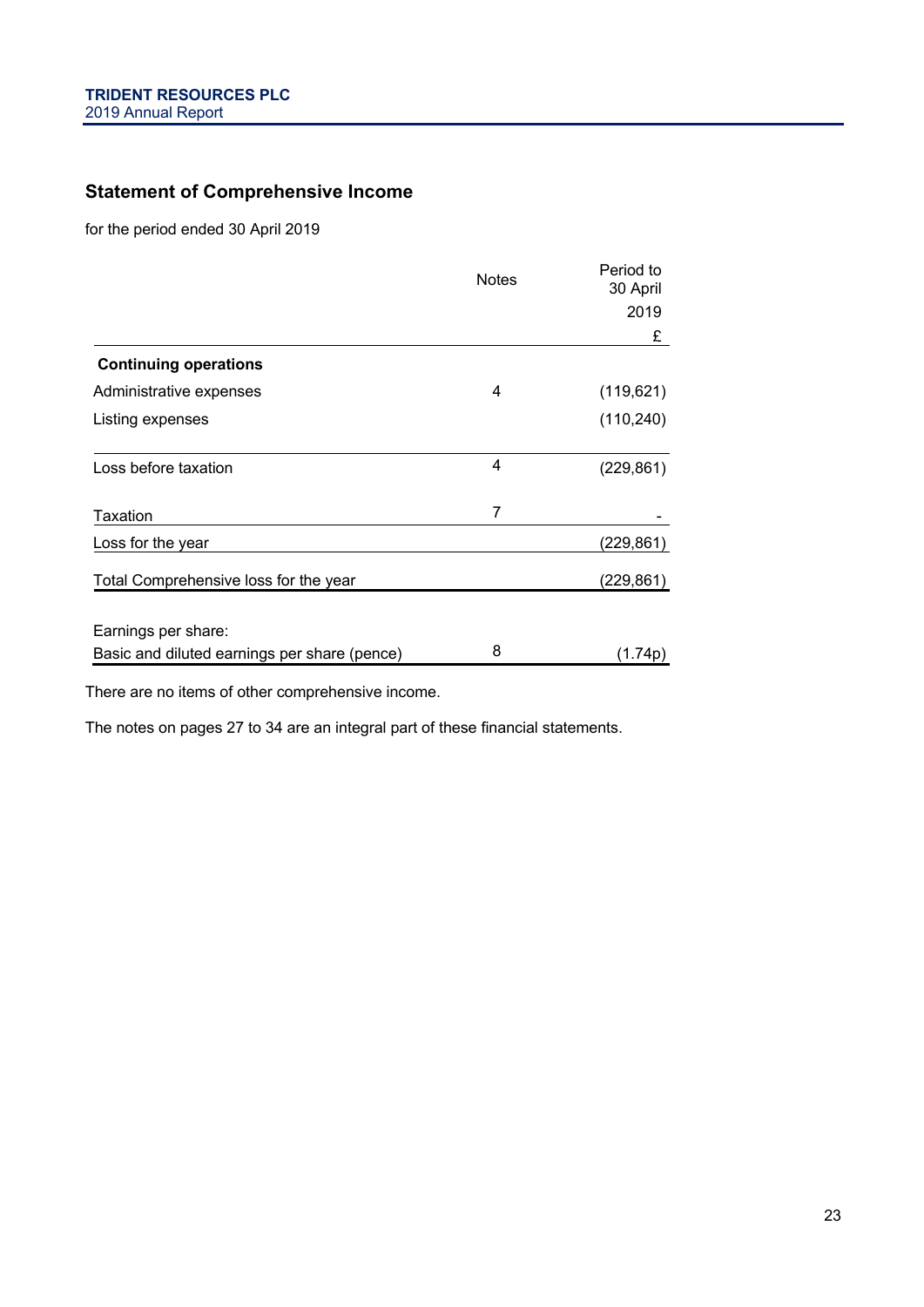## Statement of Comprehensive Income

for the period ended 30 April 2019

| | Notes | Period to 30 April 2019 |
|---|---|---|
| | | £ |
| **Continuing operations** | | |
| Administrative expenses | 4 | (119,621) |
| Listing expenses | | (110,240) |
| Loss before taxation | 4 | (229,861) |
| Taxation | 7 | - |
| Loss for the year | | (229,861) |
| Total Comprehensive loss for the year | | (229,861) |
| Earnings per share: | | |
| Basic and diluted earnings per share (pence) | 8 | (1.74p) |

There are no items of other comprehensive income.

The notes on pages 27 to 34 are an integral part of these financial statements.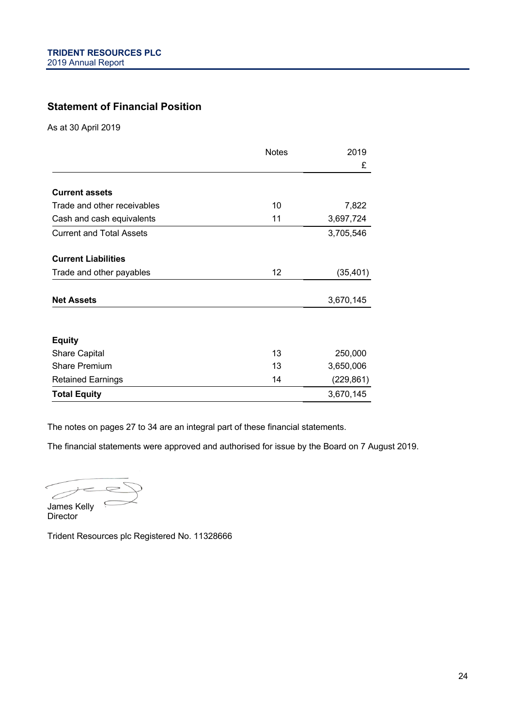## Statement of Financial Position

As at 30 April 2019

| | Notes | 2019 £ |
|---|---|---|
| **Current assets** | | |
| Trade and other receivables | 10 | 7,822 |
| Cash and cash equivalents | 11 | 3,697,724 |
| Current and Total Assets | | 3,705,546 |
| **Current Liabilities** | | |
| Trade and other payables | 12 | (35,401) |
| **Net Assets** | | 3,670,145 |
| **Equity** | | |
| Share Capital | 13 | 250,000 |
| Share Premium | 13 | 3,650,006 |
| Retained Earnings | 14 | (229,861) |
| **Total Equity** | | 3,670,145 |

The notes on pages 27 to 34 are an integral part of these financial statements.

The financial statements were approved and authorised for issue by the Board on 7 August 2019.

James Kelly
Director

Trident Resources plc Registered No. 11328666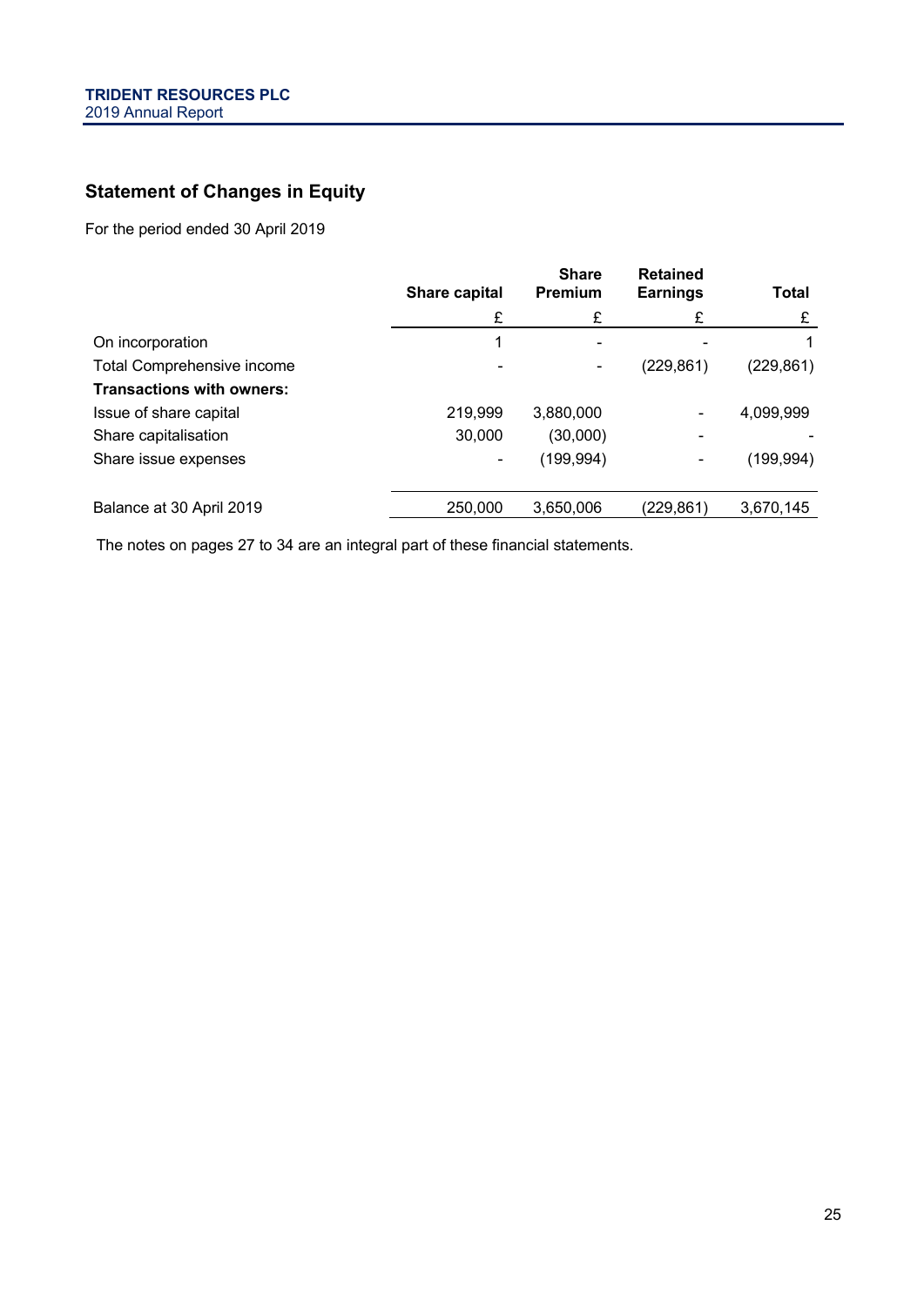## Statement of Changes in Equity

For the period ended 30 April 2019

| | Share capital | Share Premium | Retained Earnings | Total |
|---|---|---|---|---|
| | £ | £ | £ | £ |
| On incorporation | 1 | - | - | 1 |
| Total Comprehensive income | - | - | (229,861) | (229,861) |
| **Transactions with owners:** | | | | |
| Issue of share capital | 219,999 | 3,880,000 | - | 4,099,999 |
| Share capitalisation | 30,000 | (30,000) | - | - |
| Share issue expenses | - | (199,994) | - | (199,994) |
| Balance at 30 April 2019 | 250,000 | 3,650,006 | (229,861) | 3,670,145 |

The notes on pages 27 to 34 are an integral part of these financial statements.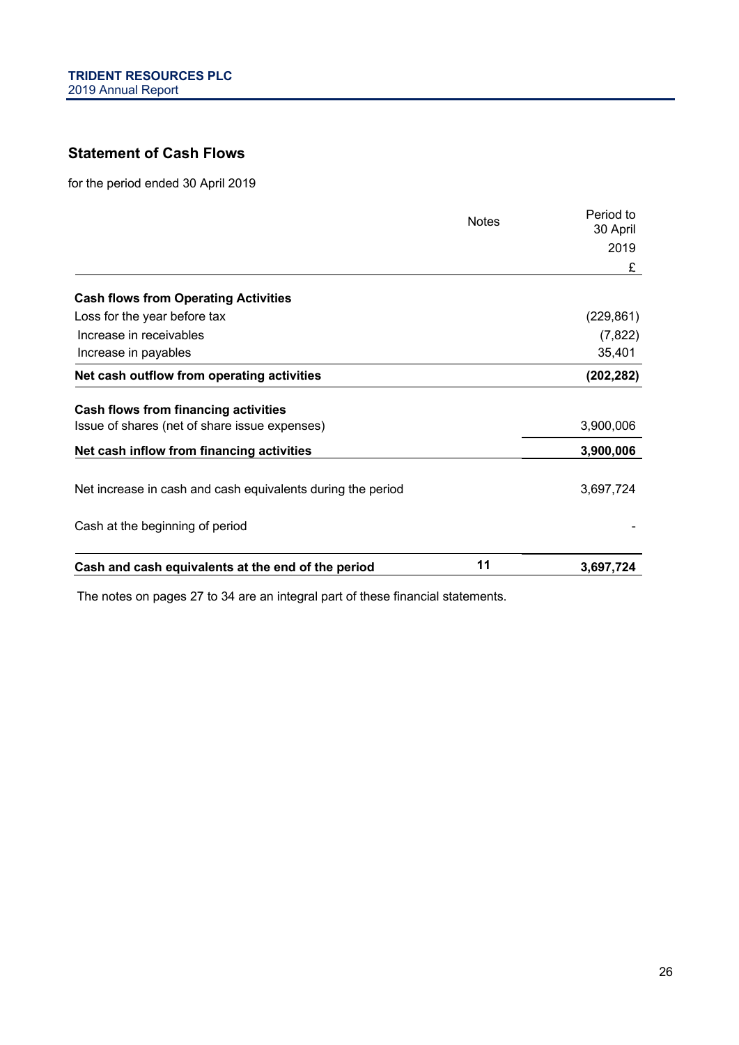## Statement of Cash Flows

for the period ended 30 April 2019

| | Notes | Period to 30 April 2019 £ |
|---|---|---|
| **Cash flows from Operating Activities** | | |
| Loss for the year before tax | | (229,861) |
| Increase in receivables | | (7,822) |
| Increase in payables | | 35,401 |
| **Net cash outflow from operating activities** | | **(202,282)** |
| **Cash flows from financing activities** | | |
| Issue of shares (net of share issue expenses) | | 3,900,006 |
| **Net cash inflow from financing activities** | | **3,900,006** |
| Net increase in cash and cash equivalents during the period | | 3,697,724 |
| Cash at the beginning of period | | - |
| **Cash and cash equivalents at the end of the period** | **11** | **3,697,724** |

The notes on pages 27 to 34 are an integral part of these financial statements.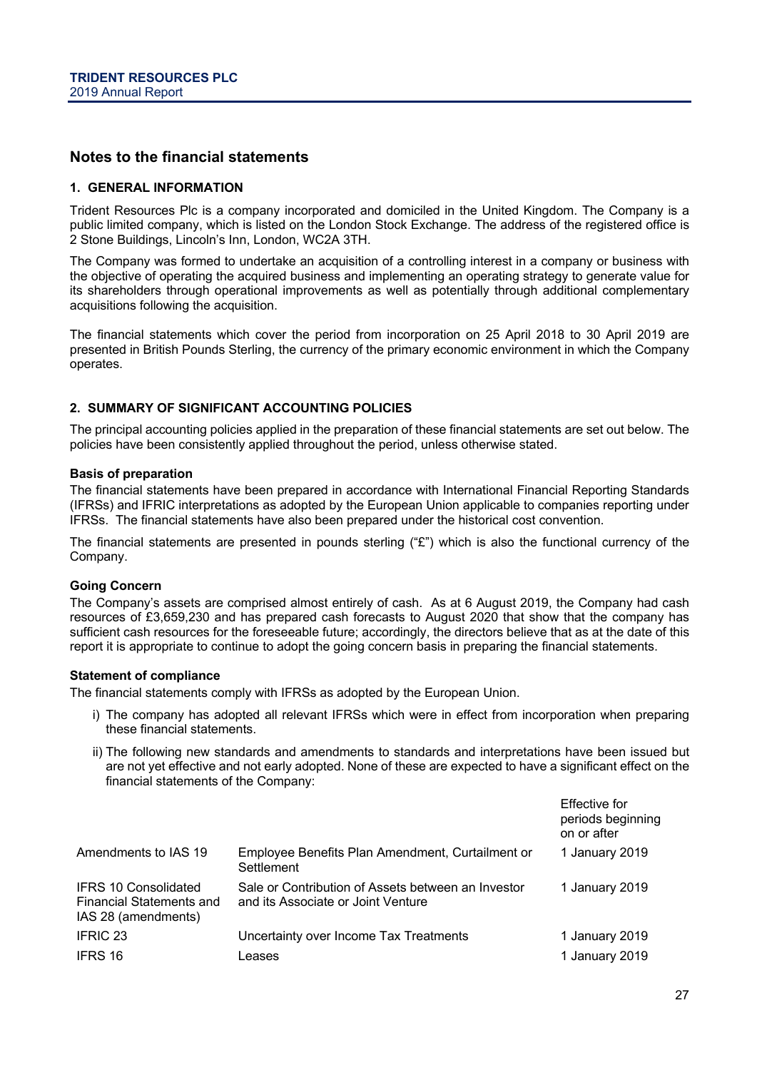## Notes to the financial statements

### 1. GENERAL INFORMATION

Trident Resources Plc is a company incorporated and domiciled in the United Kingdom. The Company is a public limited company, which is listed on the London Stock Exchange. The address of the registered office is 2 Stone Buildings, Lincoln's Inn, London, WC2A 3TH.

The Company was formed to undertake an acquisition of a controlling interest in a company or business with the objective of operating the acquired business and implementing an operating strategy to generate value for its shareholders through operational improvements as well as potentially through additional complementary acquisitions following the acquisition.

The financial statements which cover the period from incorporation on 25 April 2018 to 30 April 2019 are presented in British Pounds Sterling, the currency of the primary economic environment in which the Company operates.

### 2. SUMMARY OF SIGNIFICANT ACCOUNTING POLICIES

The principal accounting policies applied in the preparation of these financial statements are set out below. The policies have been consistently applied throughout the period, unless otherwise stated.

**Basis of preparation**

The financial statements have been prepared in accordance with International Financial Reporting Standards (IFRSs) and IFRIC interpretations as adopted by the European Union applicable to companies reporting under IFRSs. The financial statements have also been prepared under the historical cost convention.

The financial statements are presented in pounds sterling ("£") which is also the functional currency of the Company.

**Going Concern**

The Company's assets are comprised almost entirely of cash. As at 6 August 2019, the Company had cash resources of £3,659,230 and has prepared cash forecasts to August 2020 that show that the company has sufficient cash resources for the foreseeable future; accordingly, the directors believe that as at the date of this report it is appropriate to continue to adopt the going concern basis in preparing the financial statements.

**Statement of compliance**

The financial statements comply with IFRSs as adopted by the European Union.

i) The company has adopted all relevant IFRSs which were in effect from incorporation when preparing these financial statements.

ii) The following new standards and amendments to standards and interpretations have been issued but are not yet effective and not early adopted. None of these are expected to have a significant effect on the financial statements of the Company:

| | | Effective for periods beginning on or after |
|---|---|---|
| Amendments to IAS 19 | Employee Benefits Plan Amendment, Curtailment or Settlement | 1 January 2019 |
| IFRS 10 Consolidated Financial Statements and IAS 28 (amendments) | Sale or Contribution of Assets between an Investor and its Associate or Joint Venture | 1 January 2019 |
| IFRIC 23 | Uncertainty over Income Tax Treatments | 1 January 2019 |
| IFRS 16 | Leases | 1 January 2019 |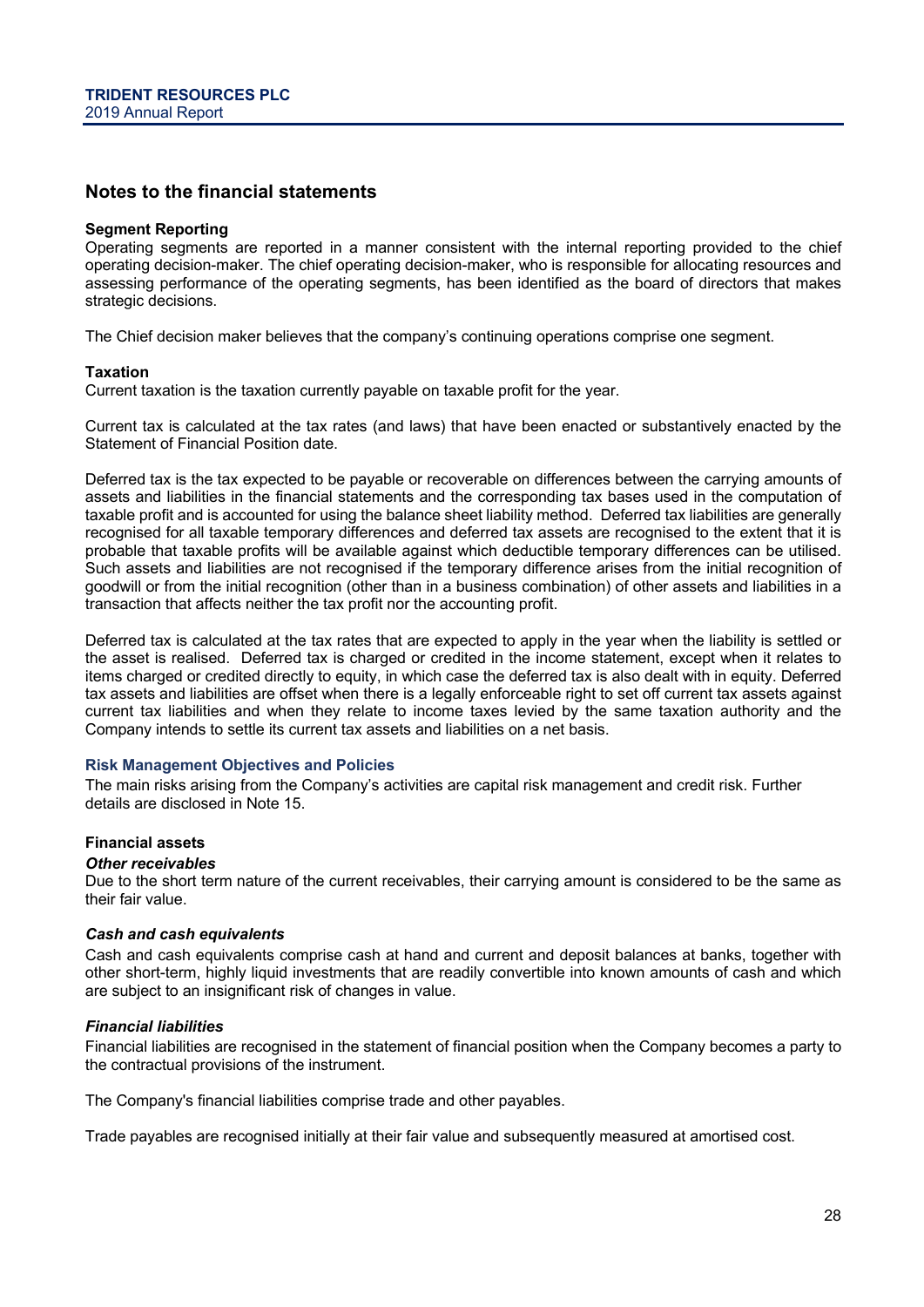## Notes to the financial statements

**Segment Reporting**

Operating segments are reported in a manner consistent with the internal reporting provided to the chief operating decision-maker. The chief operating decision-maker, who is responsible for allocating resources and assessing performance of the operating segments, has been identified as the board of directors that makes strategic decisions.

The Chief decision maker believes that the company's continuing operations comprise one segment.

**Taxation**

Current taxation is the taxation currently payable on taxable profit for the year.

Current tax is calculated at the tax rates (and laws) that have been enacted or substantively enacted by the Statement of Financial Position date.

Deferred tax is the tax expected to be payable or recoverable on differences between the carrying amounts of assets and liabilities in the financial statements and the corresponding tax bases used in the computation of taxable profit and is accounted for using the balance sheet liability method. Deferred tax liabilities are generally recognised for all taxable temporary differences and deferred tax assets are recognised to the extent that it is probable that taxable profits will be available against which deductible temporary differences can be utilised. Such assets and liabilities are not recognised if the temporary difference arises from the initial recognition of goodwill or from the initial recognition (other than in a business combination) of other assets and liabilities in a transaction that affects neither the tax profit nor the accounting profit.

Deferred tax is calculated at the tax rates that are expected to apply in the year when the liability is settled or the asset is realised. Deferred tax is charged or credited in the income statement, except when it relates to items charged or credited directly to equity, in which case the deferred tax is also dealt with in equity. Deferred tax assets and liabilities are offset when there is a legally enforceable right to set off current tax assets against current tax liabilities and when they relate to income taxes levied by the same taxation authority and the Company intends to settle its current tax assets and liabilities on a net basis.

**Risk Management Objectives and Policies**

The main risks arising from the Company's activities are capital risk management and credit risk. Further details are disclosed in Note 15.

**Financial assets**

***Other receivables***

Due to the short term nature of the current receivables, their carrying amount is considered to be the same as their fair value.

***Cash and cash equivalents***

Cash and cash equivalents comprise cash at hand and current and deposit balances at banks, together with other short-term, highly liquid investments that are readily convertible into known amounts of cash and which are subject to an insignificant risk of changes in value.

***Financial liabilities***

Financial liabilities are recognised in the statement of financial position when the Company becomes a party to the contractual provisions of the instrument.

The Company's financial liabilities comprise trade and other payables.

Trade payables are recognised initially at their fair value and subsequently measured at amortised cost.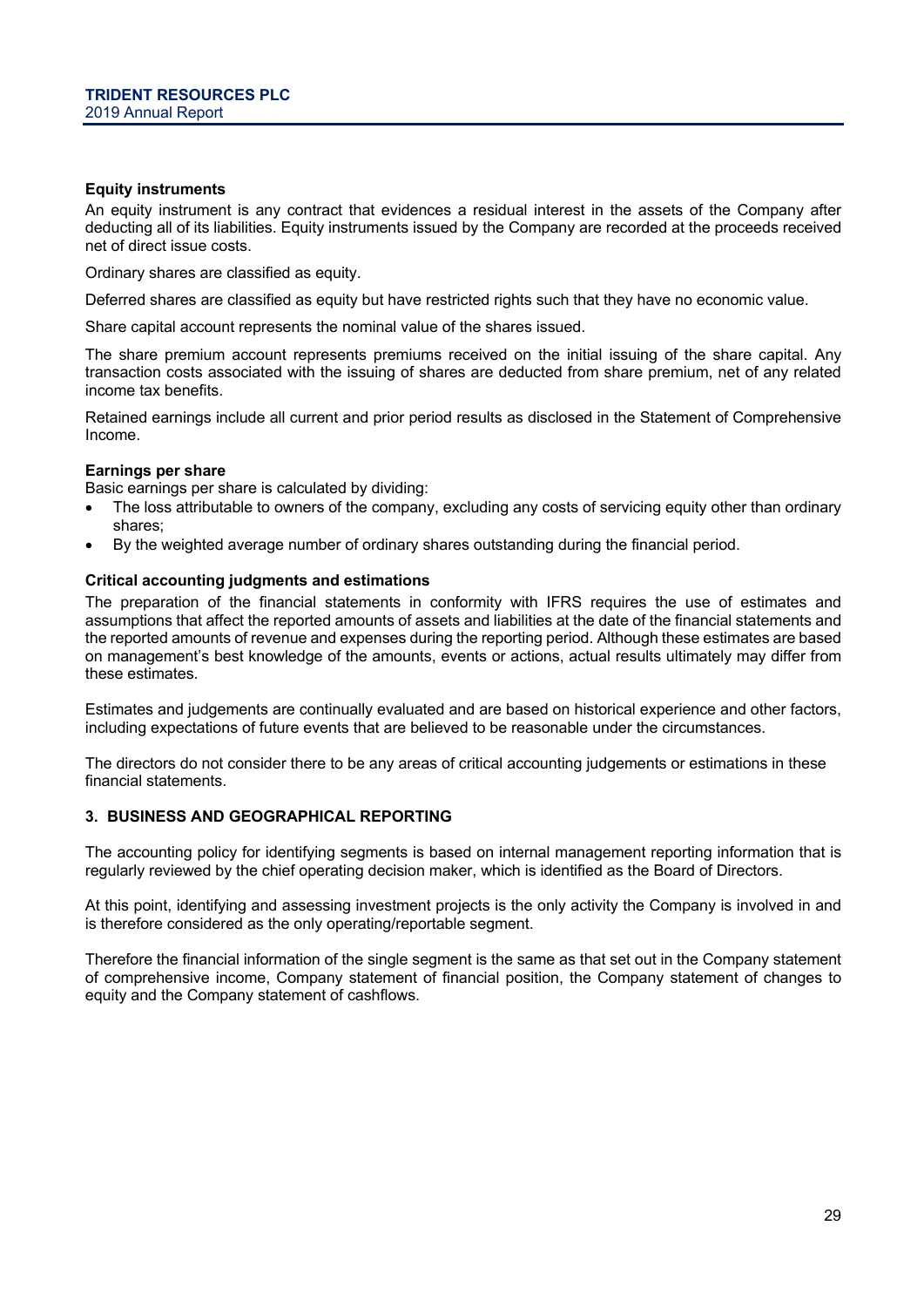### Equity instruments

An equity instrument is any contract that evidences a residual interest in the assets of the Company after deducting all of its liabilities. Equity instruments issued by the Company are recorded at the proceeds received net of direct issue costs.

Ordinary shares are classified as equity.

Deferred shares are classified as equity but have restricted rights such that they have no economic value.

Share capital account represents the nominal value of the shares issued.

The share premium account represents premiums received on the initial issuing of the share capital. Any transaction costs associated with the issuing of shares are deducted from share premium, net of any related income tax benefits.

Retained earnings include all current and prior period results as disclosed in the Statement of Comprehensive Income.

### Earnings per share

Basic earnings per share is calculated by dividing:

- The loss attributable to owners of the company, excluding any costs of servicing equity other than ordinary shares;
- By the weighted average number of ordinary shares outstanding during the financial period.

### Critical accounting judgments and estimations

The preparation of the financial statements in conformity with IFRS requires the use of estimates and assumptions that affect the reported amounts of assets and liabilities at the date of the financial statements and the reported amounts of revenue and expenses during the reporting period. Although these estimates are based on management's best knowledge of the amounts, events or actions, actual results ultimately may differ from these estimates.

Estimates and judgements are continually evaluated and are based on historical experience and other factors, including expectations of future events that are believed to be reasonable under the circumstances.

The directors do not consider there to be any areas of critical accounting judgements or estimations in these financial statements.

## 3. BUSINESS AND GEOGRAPHICAL REPORTING

The accounting policy for identifying segments is based on internal management reporting information that is regularly reviewed by the chief operating decision maker, which is identified as the Board of Directors.

At this point, identifying and assessing investment projects is the only activity the Company is involved in and is therefore considered as the only operating/reportable segment.

Therefore the financial information of the single segment is the same as that set out in the Company statement of comprehensive income, Company statement of financial position, the Company statement of changes to equity and the Company statement of cashflows.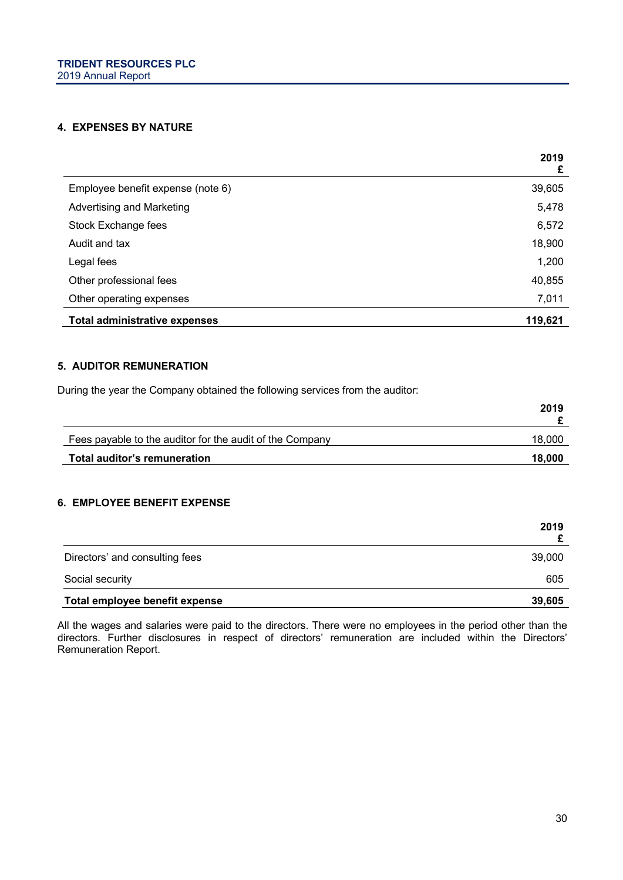## 4. EXPENSES BY NATURE

| | 2019 £ |
|---|---|
| Employee benefit expense (note 6) | 39,605 |
| Advertising and Marketing | 5,478 |
| Stock Exchange fees | 6,572 |
| Audit and tax | 18,900 |
| Legal fees | 1,200 |
| Other professional fees | 40,855 |
| Other operating expenses | 7,011 |
| **Total administrative expenses** | **119,621** |

## 5. AUDITOR REMUNERATION

During the year the Company obtained the following services from the auditor:

| | 2019 £ |
|---|---|
| Fees payable to the auditor for the audit of the Company | 18,000 |
| **Total auditor's remuneration** | **18,000** |

## 6. EMPLOYEE BENEFIT EXPENSE

| | 2019 £ |
|---|---|
| Directors' and consulting fees | 39,000 |
| Social security | 605 |
| **Total employee benefit expense** | **39,605** |

All the wages and salaries were paid to the directors. There were no employees in the period other than the directors. Further disclosures in respect of directors' remuneration are included within the Directors' Remuneration Report.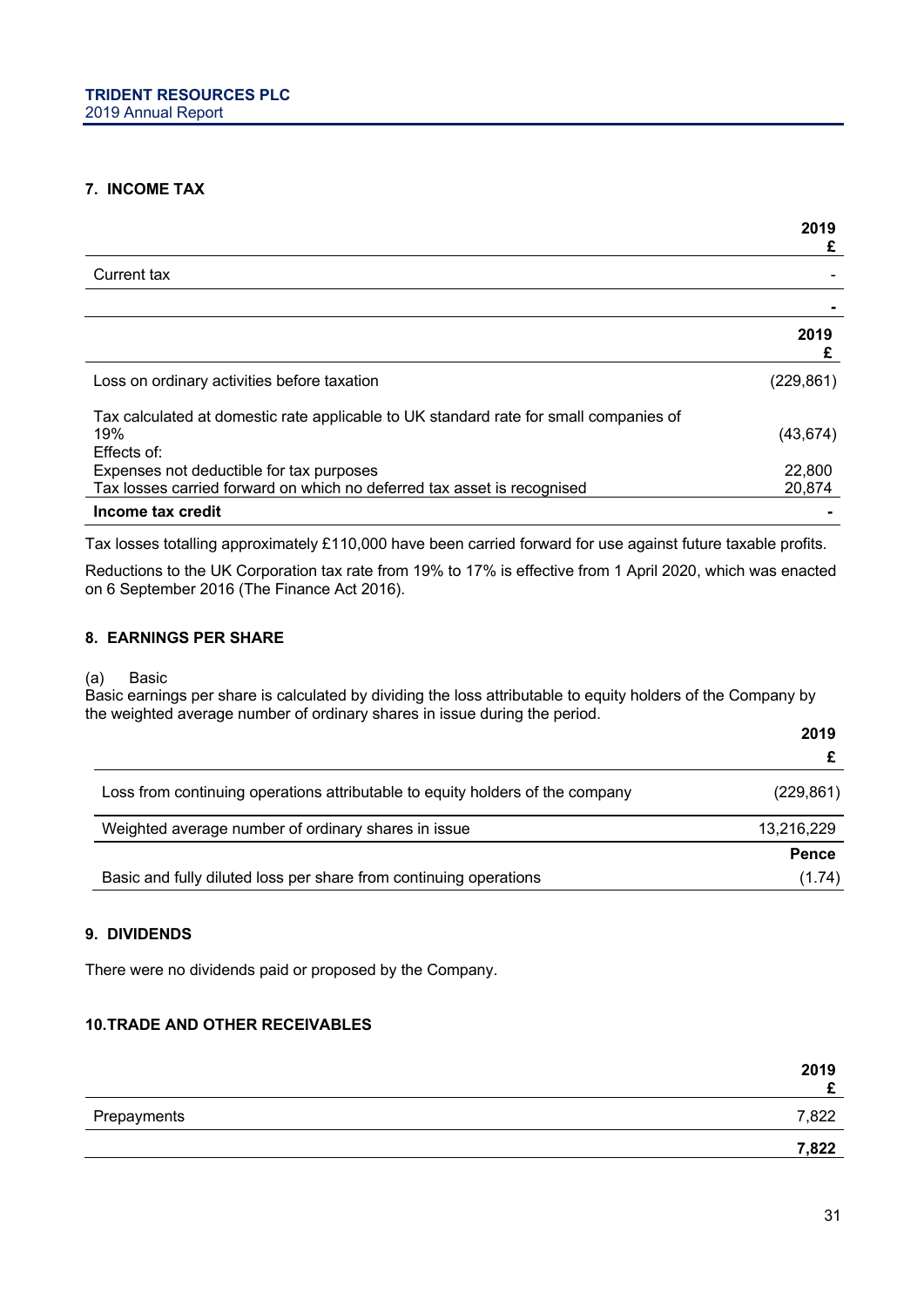### 7. INCOME TAX

| | 2019 £ |
|---|---|
| Current tax | - |
| | - |

| | 2019 £ |
|---|---|
| Loss on ordinary activities before taxation | (229,861) |
| Tax calculated at domestic rate applicable to UK standard rate for small companies of 19% | (43,674) |
| Effects of: | |
| Expenses not deductible for tax purposes | 22,800 |
| Tax losses carried forward on which no deferred tax asset is recognised | 20,874 |
| **Income tax credit** | - |

Tax losses totalling approximately £110,000 have been carried forward for use against future taxable profits.

Reductions to the UK Corporation tax rate from 19% to 17% is effective from 1 April 2020, which was enacted on 6 September 2016 (The Finance Act 2016).

### 8. EARNINGS PER SHARE

(a) Basic

Basic earnings per share is calculated by dividing the loss attributable to equity holders of the Company by the weighted average number of ordinary shares in issue during the period.

| | 2019 £ |
|---|---|
| Loss from continuing operations attributable to equity holders of the company | (229,861) |
| Weighted average number of ordinary shares in issue | 13,216,229 |
| | **Pence** |
| Basic and fully diluted loss per share from continuing operations | (1.74) |

### 9. DIVIDENDS

There were no dividends paid or proposed by the Company.

### 10. TRADE AND OTHER RECEIVABLES

| | 2019 £ |
|---|---|
| Prepayments | 7,822 |
| | **7,822** |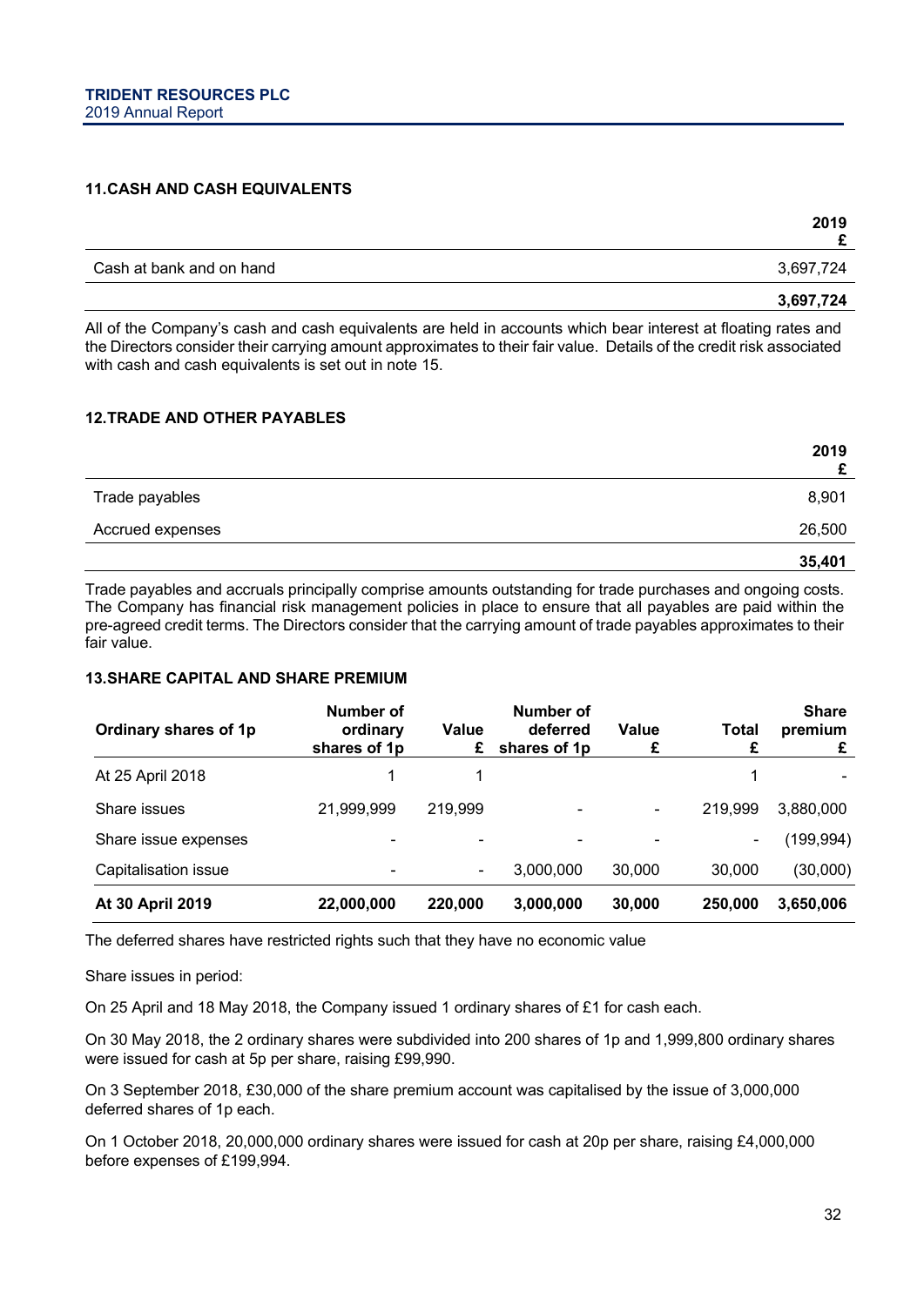### 11. CASH AND CASH EQUIVALENTS

| | 2019<br>£ |
|---|---|
| Cash at bank and on hand | 3,697,724 |
| | **3,697,724** |

All of the Company's cash and cash equivalents are held in accounts which bear interest at floating rates and the Directors consider their carrying amount approximates to their fair value. Details of the credit risk associated with cash and cash equivalents is set out in note 15.

### 12. TRADE AND OTHER PAYABLES

| | 2019<br>£ |
|---|---|
| Trade payables | 8,901 |
| Accrued expenses | 26,500 |
| | **35,401** |

Trade payables and accruals principally comprise amounts outstanding for trade purchases and ongoing costs. The Company has financial risk management policies in place to ensure that all payables are paid within the pre-agreed credit terms. The Directors consider that the carrying amount of trade payables approximates to their fair value.

### 13. SHARE CAPITAL AND SHARE PREMIUM

| Ordinary shares of 1p | Number of ordinary shares of 1p | Value £ | Number of deferred shares of 1p | Value £ | Total £ | Share premium £ |
|---|---|---|---|---|---|---|
| At 25 April 2018 | 1 | 1 | | | 1 | - |
| Share issues | 21,999,999 | 219,999 | - | - | 219,999 | 3,880,000 |
| Share issue expenses | - | - | - | - | - | (199,994) |
| Capitalisation issue | - | - | 3,000,000 | 30,000 | 30,000 | (30,000) |
| **At 30 April 2019** | **22,000,000** | **220,000** | **3,000,000** | **30,000** | **250,000** | **3,650,006** |

The deferred shares have restricted rights such that they have no economic value

Share issues in period:

On 25 April and 18 May 2018, the Company issued 1 ordinary shares of £1 for cash each.

On 30 May 2018, the 2 ordinary shares were subdivided into 200 shares of 1p and 1,999,800 ordinary shares were issued for cash at 5p per share, raising £99,990.

On 3 September 2018, £30,000 of the share premium account was capitalised by the issue of 3,000,000 deferred shares of 1p each.

On 1 October 2018, 20,000,000 ordinary shares were issued for cash at 20p per share, raising £4,000,000 before expenses of £199,994.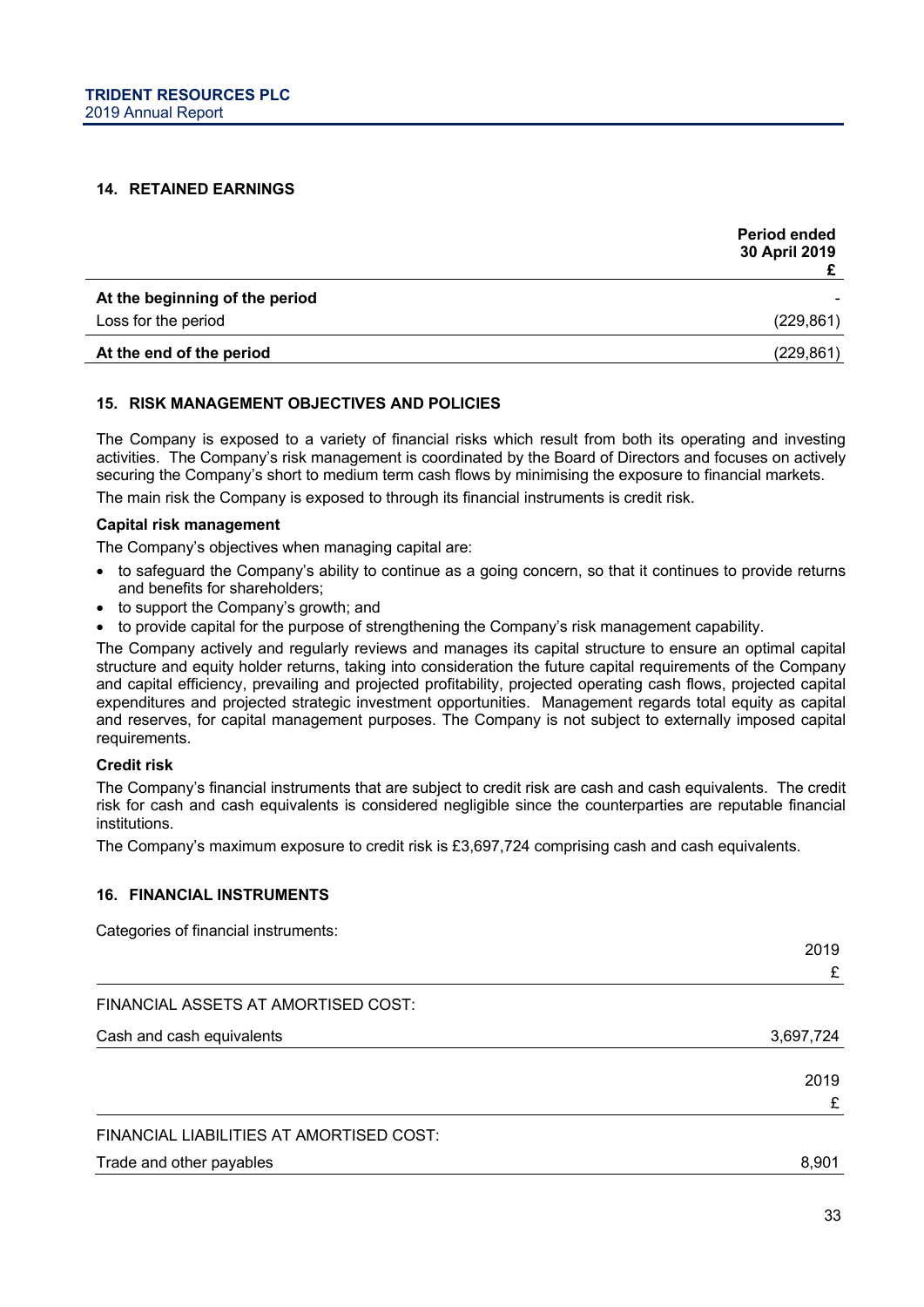## 14. RETAINED EARNINGS

| | Period ended 30 April 2019 £ |
|---|---|
| **At the beginning of the period** | - |
| Loss for the period | (229,861) |
| **At the end of the period** | (229,861) |

## 15. RISK MANAGEMENT OBJECTIVES AND POLICIES

The Company is exposed to a variety of financial risks which result from both its operating and investing activities. The Company's risk management is coordinated by the Board of Directors and focuses on actively securing the Company's short to medium term cash flows by minimising the exposure to financial markets.

The main risk the Company is exposed to through its financial instruments is credit risk.

**Capital risk management**

The Company's objectives when managing capital are:

- to safeguard the Company's ability to continue as a going concern, so that it continues to provide returns and benefits for shareholders;
- to support the Company's growth; and
- to provide capital for the purpose of strengthening the Company's risk management capability.

The Company actively and regularly reviews and manages its capital structure to ensure an optimal capital structure and equity holder returns, taking into consideration the future capital requirements of the Company and capital efficiency, prevailing and projected profitability, projected operating cash flows, projected capital expenditures and projected strategic investment opportunities. Management regards total equity as capital and reserves, for capital management purposes. The Company is not subject to externally imposed capital requirements.

**Credit risk**

The Company's financial instruments that are subject to credit risk are cash and cash equivalents. The credit risk for cash and cash equivalents is considered negligible since the counterparties are reputable financial institutions.

The Company's maximum exposure to credit risk is £3,697,724 comprising cash and cash equivalents.

## 16. FINANCIAL INSTRUMENTS

Categories of financial instruments:

| | 2019 £ |
|---|---|
| FINANCIAL ASSETS AT AMORTISED COST: | |
| Cash and cash equivalents | 3,697,724 |

| | 2019 £ |
|---|---|
| FINANCIAL LIABILITIES AT AMORTISED COST: | |
| Trade and other payables | 8,901 |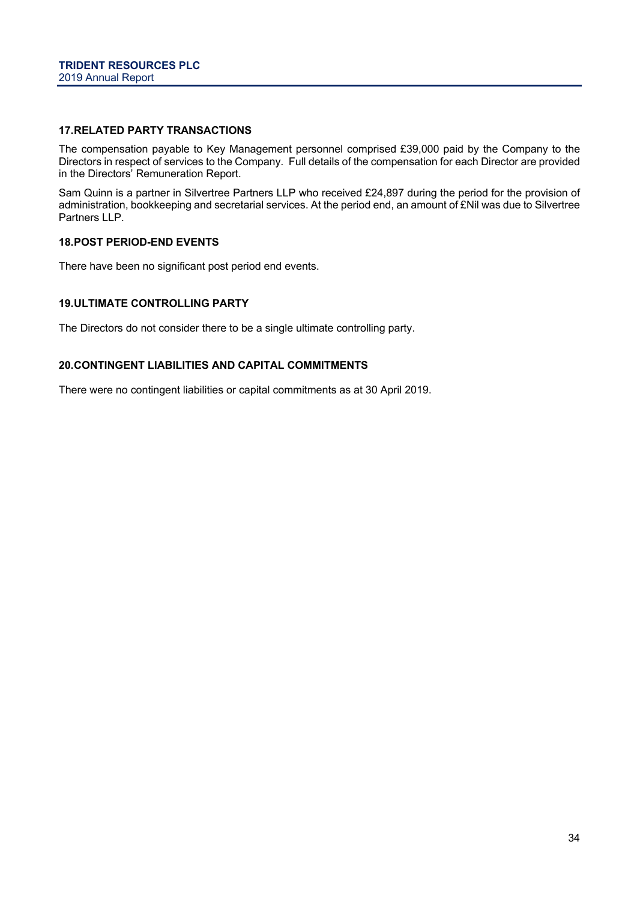## 17. RELATED PARTY TRANSACTIONS

The compensation payable to Key Management personnel comprised £39,000 paid by the Company to the Directors in respect of services to the Company. Full details of the compensation for each Director are provided in the Directors' Remuneration Report.

Sam Quinn is a partner in Silvertree Partners LLP who received £24,897 during the period for the provision of administration, bookkeeping and secretarial services. At the period end, an amount of £Nil was due to Silvertree Partners LLP.

## 18. POST PERIOD-END EVENTS

There have been no significant post period end events.

## 19. ULTIMATE CONTROLLING PARTY

The Directors do not consider there to be a single ultimate controlling party.

## 20. CONTINGENT LIABILITIES AND CAPITAL COMMITMENTS

There were no contingent liabilities or capital commitments as at 30 April 2019.